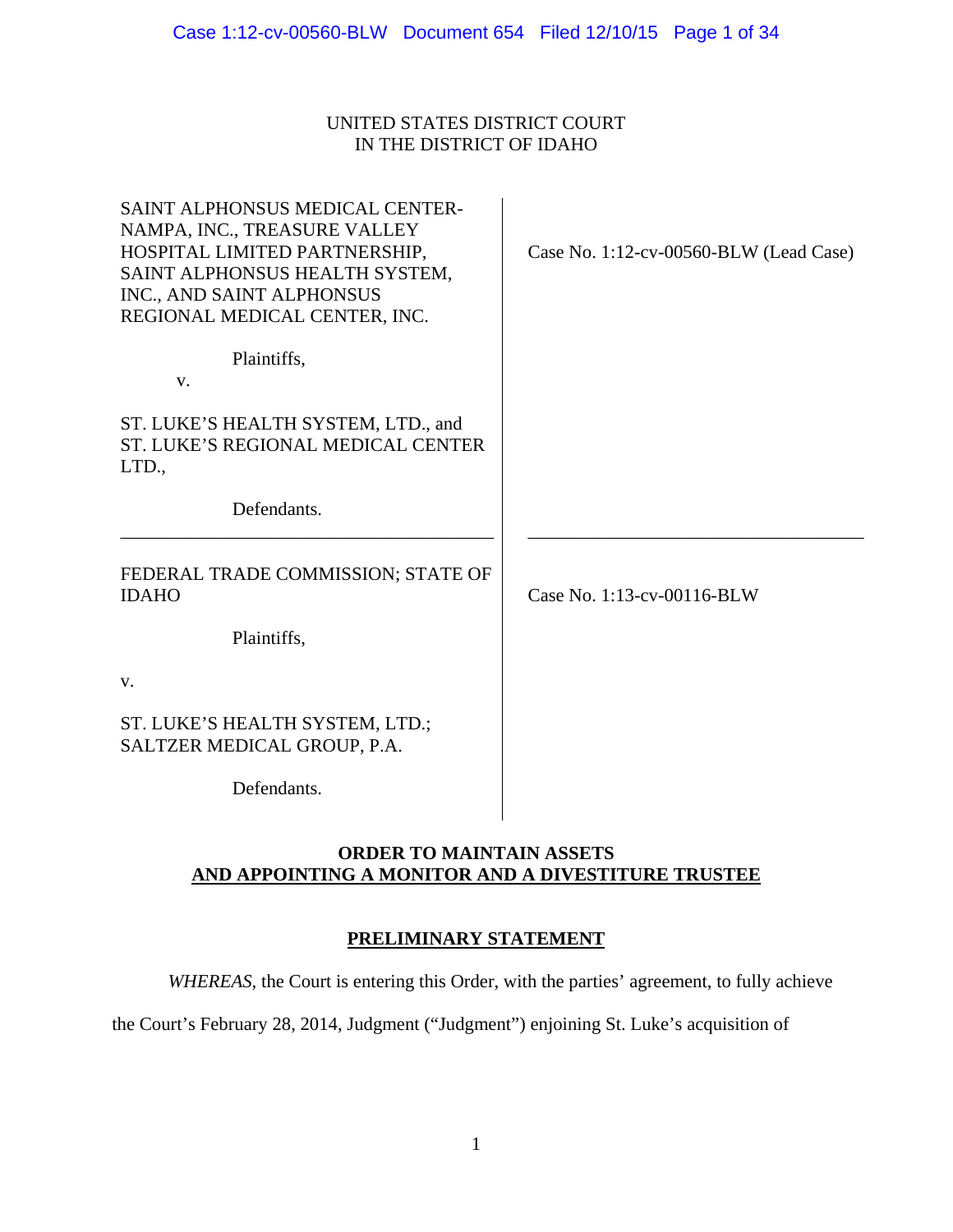UNITED STATES DISTRICT COURT
IN THE DISTRICT OF IDAHO

| | |
|---|---|
| SAINT ALPHONSUS MEDICAL CENTER-NAMPA, INC., TREASURE VALLEY HOSPITAL LIMITED PARTNERSHIP, SAINT ALPHONSUS HEALTH SYSTEM, INC., AND SAINT ALPHONSUS REGIONAL MEDICAL CENTER, INC.<br><br>Plaintiffs,<br><br>v.<br><br>ST. LUKE'S HEALTH SYSTEM, LTD., and ST. LUKE'S REGIONAL MEDICAL CENTER LTD.,<br><br>Defendants. | Case No. 1:12-cv-00560-BLW (Lead Case) |
| FEDERAL TRADE COMMISSION; STATE OF IDAHO<br><br>Plaintiffs,<br><br>v.<br><br>ST. LUKE'S HEALTH SYSTEM, LTD.; SALTZER MEDICAL GROUP, P.A.<br><br>Defendants. | Case No. 1:13-cv-00116-BLW |

**ORDER TO MAINTAIN ASSETS**
**AND APPOINTING A MONITOR AND A DIVESTITURE TRUSTEE**

**PRELIMINARY STATEMENT**

*WHEREAS*, the Court is entering this Order, with the parties' agreement, to fully achieve the Court's February 28, 2014, Judgment ("Judgment") enjoining St. Luke's acquisition of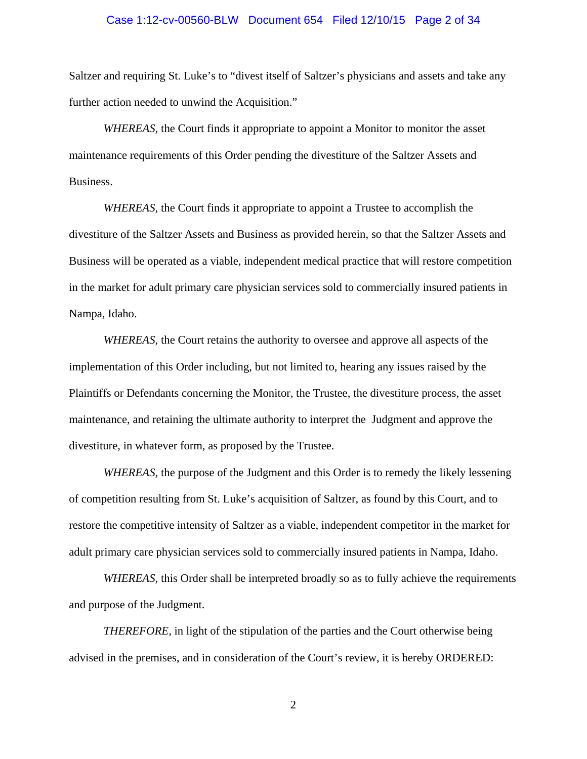Saltzer and requiring St. Luke's to "divest itself of Saltzer's physicians and assets and take any further action needed to unwind the Acquisition."

*WHEREAS*, the Court finds it appropriate to appoint a Monitor to monitor the asset maintenance requirements of this Order pending the divestiture of the Saltzer Assets and Business.

*WHEREAS*, the Court finds it appropriate to appoint a Trustee to accomplish the divestiture of the Saltzer Assets and Business as provided herein, so that the Saltzer Assets and Business will be operated as a viable, independent medical practice that will restore competition in the market for adult primary care physician services sold to commercially insured patients in Nampa, Idaho.

*WHEREAS*, the Court retains the authority to oversee and approve all aspects of the implementation of this Order including, but not limited to, hearing any issues raised by the Plaintiffs or Defendants concerning the Monitor, the Trustee, the divestiture process, the asset maintenance, and retaining the ultimate authority to interpret the Judgment and approve the divestiture, in whatever form, as proposed by the Trustee.

*WHEREAS*, the purpose of the Judgment and this Order is to remedy the likely lessening of competition resulting from St. Luke's acquisition of Saltzer, as found by this Court, and to restore the competitive intensity of Saltzer as a viable, independent competitor in the market for adult primary care physician services sold to commercially insured patients in Nampa, Idaho.

*WHEREAS*, this Order shall be interpreted broadly so as to fully achieve the requirements and purpose of the Judgment.

*THEREFORE*, in light of the stipulation of the parties and the Court otherwise being advised in the premises, and in consideration of the Court's review, it is hereby ORDERED: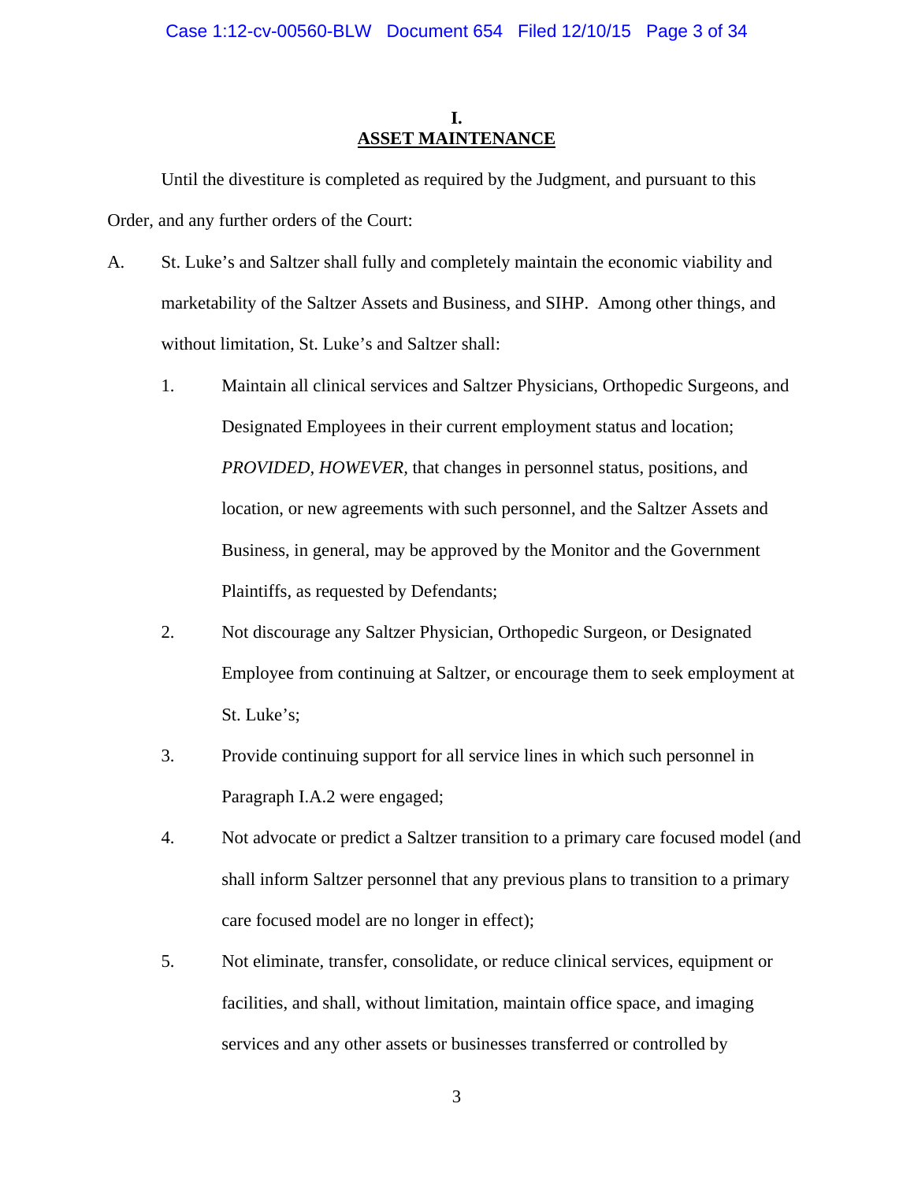# I.
# ASSET MAINTENANCE

Until the divestiture is completed as required by the Judgment, and pursuant to this Order, and any further orders of the Court:

A. St. Luke's and Saltzer shall fully and completely maintain the economic viability and marketability of the Saltzer Assets and Business, and SIHP. Among other things, and without limitation, St. Luke's and Saltzer shall:

1. Maintain all clinical services and Saltzer Physicians, Orthopedic Surgeons, and Designated Employees in their current employment status and location; *PROVIDED, HOWEVER*, that changes in personnel status, positions, and location, or new agreements with such personnel, and the Saltzer Assets and Business, in general, may be approved by the Monitor and the Government Plaintiffs, as requested by Defendants;

2. Not discourage any Saltzer Physician, Orthopedic Surgeon, or Designated Employee from continuing at Saltzer, or encourage them to seek employment at St. Luke's;

3. Provide continuing support for all service lines in which such personnel in Paragraph I.A.2 were engaged;

4. Not advocate or predict a Saltzer transition to a primary care focused model (and shall inform Saltzer personnel that any previous plans to transition to a primary care focused model are no longer in effect);

5. Not eliminate, transfer, consolidate, or reduce clinical services, equipment or facilities, and shall, without limitation, maintain office space, and imaging services and any other assets or businesses transferred or controlled by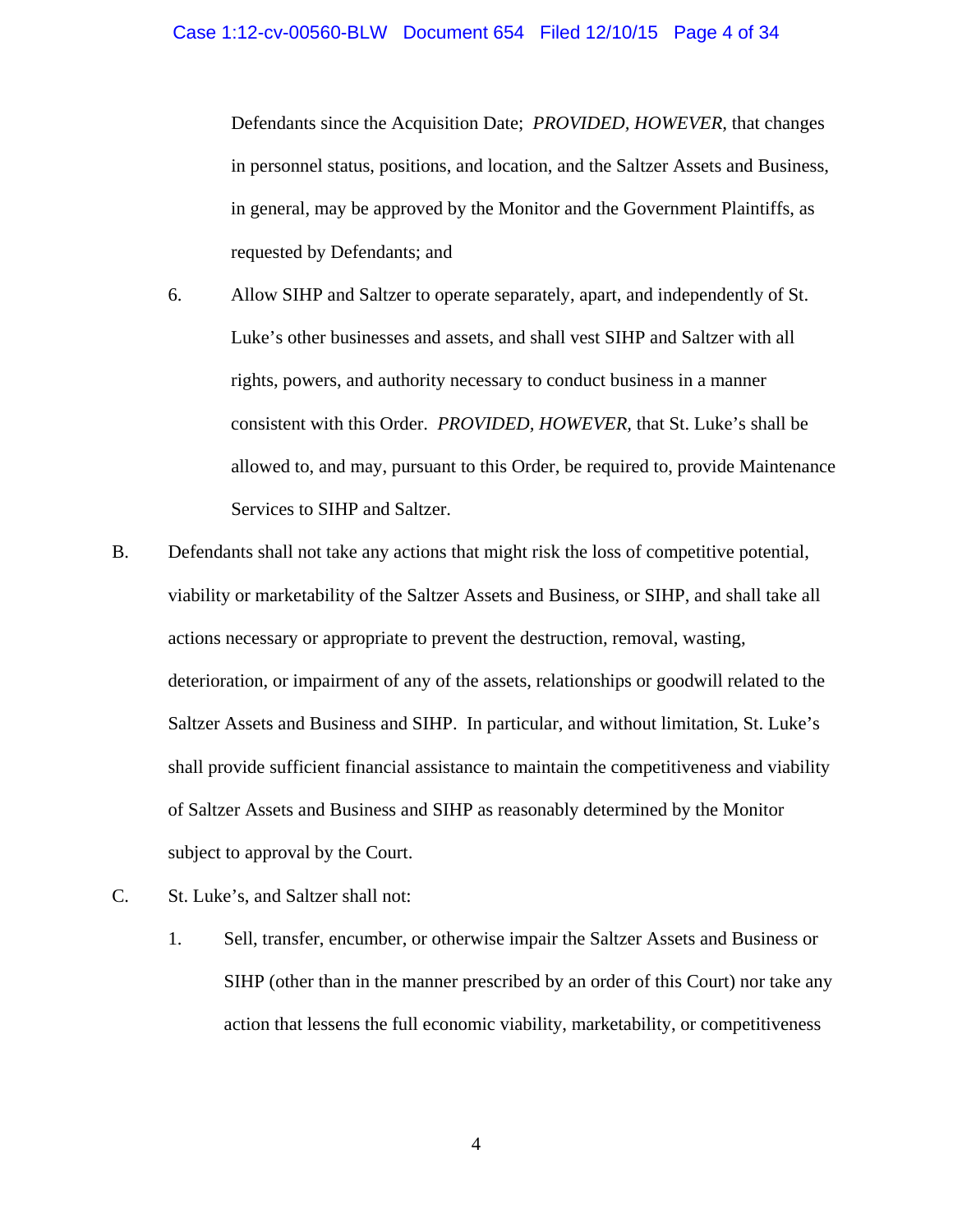Defendants since the Acquisition Date; *PROVIDED, HOWEVER,* that changes in personnel status, positions, and location, and the Saltzer Assets and Business, in general, may be approved by the Monitor and the Government Plaintiffs, as requested by Defendants; and

6. Allow SIHP and Saltzer to operate separately, apart, and independently of St. Luke's other businesses and assets, and shall vest SIHP and Saltzer with all rights, powers, and authority necessary to conduct business in a manner consistent with this Order. *PROVIDED, HOWEVER,* that St. Luke's shall be allowed to, and may, pursuant to this Order, be required to, provide Maintenance Services to SIHP and Saltzer.

B. Defendants shall not take any actions that might risk the loss of competitive potential, viability or marketability of the Saltzer Assets and Business, or SIHP, and shall take all actions necessary or appropriate to prevent the destruction, removal, wasting, deterioration, or impairment of any of the assets, relationships or goodwill related to the Saltzer Assets and Business and SIHP. In particular, and without limitation, St. Luke's shall provide sufficient financial assistance to maintain the competitiveness and viability of Saltzer Assets and Business and SIHP as reasonably determined by the Monitor subject to approval by the Court.

C. St. Luke's, and Saltzer shall not:

1. Sell, transfer, encumber, or otherwise impair the Saltzer Assets and Business or SIHP (other than in the manner prescribed by an order of this Court) nor take any action that lessens the full economic viability, marketability, or competitiveness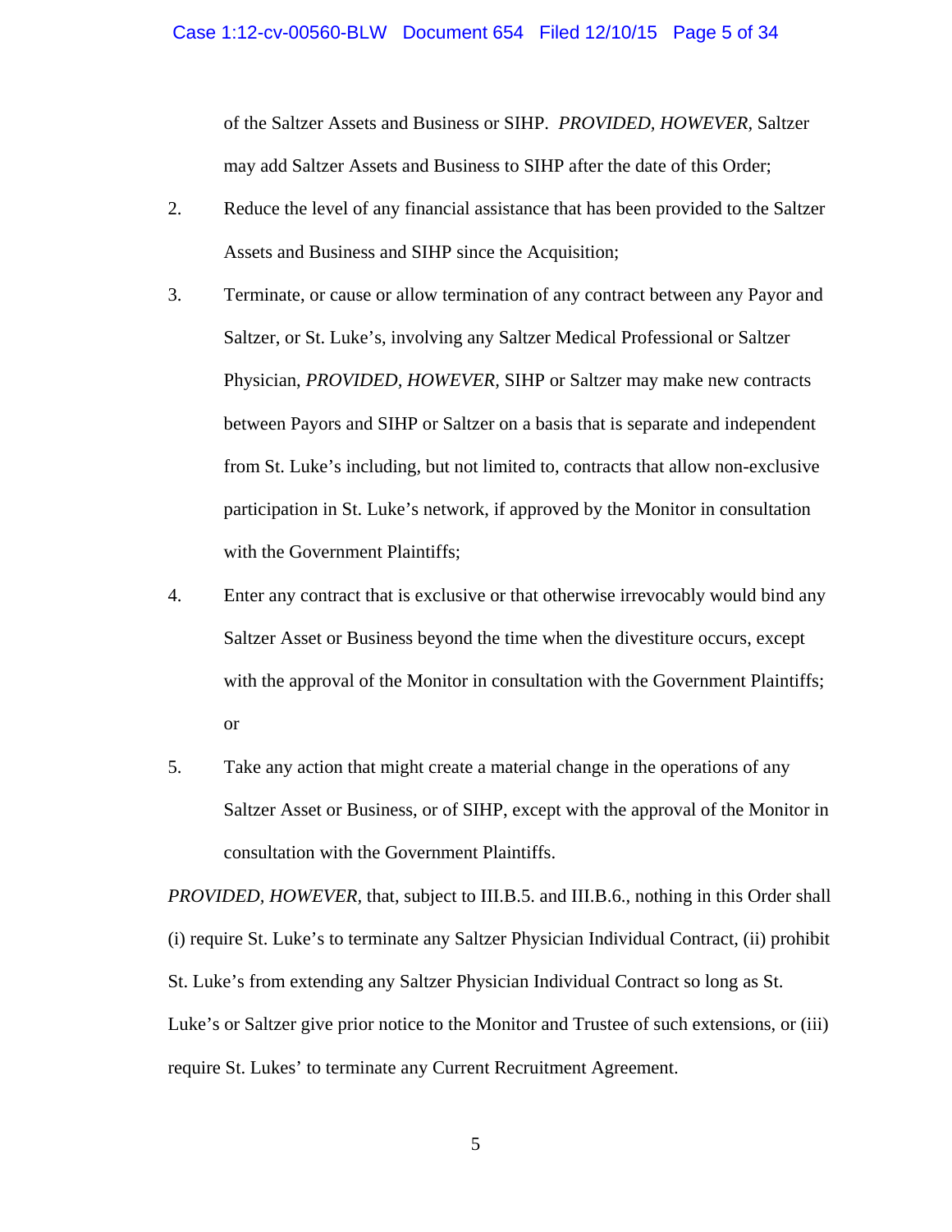of the Saltzer Assets and Business or SIHP. *PROVIDED, HOWEVER*, Saltzer may add Saltzer Assets and Business to SIHP after the date of this Order;

2. Reduce the level of any financial assistance that has been provided to the Saltzer Assets and Business and SIHP since the Acquisition;

3. Terminate, or cause or allow termination of any contract between any Payor and Saltzer, or St. Luke's, involving any Saltzer Medical Professional or Saltzer Physician, *PROVIDED, HOWEVER,* SIHP or Saltzer may make new contracts between Payors and SIHP or Saltzer on a basis that is separate and independent from St. Luke's including, but not limited to, contracts that allow non-exclusive participation in St. Luke's network, if approved by the Monitor in consultation with the Government Plaintiffs;

4. Enter any contract that is exclusive or that otherwise irrevocably would bind any Saltzer Asset or Business beyond the time when the divestiture occurs, except with the approval of the Monitor in consultation with the Government Plaintiffs; or

5. Take any action that might create a material change in the operations of any Saltzer Asset or Business, or of SIHP, except with the approval of the Monitor in consultation with the Government Plaintiffs.

*PROVIDED, HOWEVER,* that, subject to III.B.5. and III.B.6., nothing in this Order shall (i) require St. Luke's to terminate any Saltzer Physician Individual Contract, (ii) prohibit St. Luke's from extending any Saltzer Physician Individual Contract so long as St. Luke's or Saltzer give prior notice to the Monitor and Trustee of such extensions, or (iii) require St. Lukes' to terminate any Current Recruitment Agreement.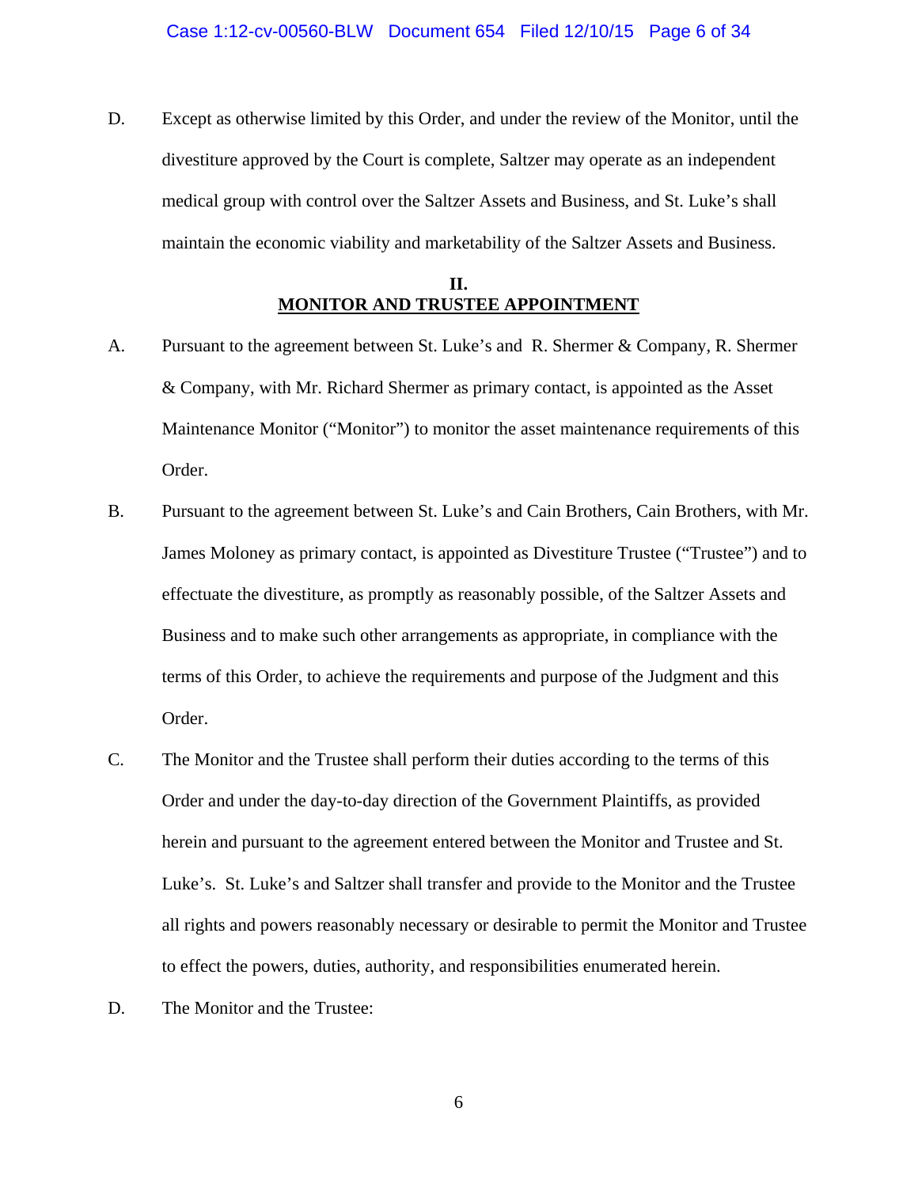D. Except as otherwise limited by this Order, and under the review of the Monitor, until the divestiture approved by the Court is complete, Saltzer may operate as an independent medical group with control over the Saltzer Assets and Business, and St. Luke's shall maintain the economic viability and marketability of the Saltzer Assets and Business.

## II.
## MONITOR AND TRUSTEE APPOINTMENT

A. Pursuant to the agreement between St. Luke's and R. Shermer & Company, R. Shermer & Company, with Mr. Richard Shermer as primary contact, is appointed as the Asset Maintenance Monitor ("Monitor") to monitor the asset maintenance requirements of this Order.

B. Pursuant to the agreement between St. Luke's and Cain Brothers, Cain Brothers, with Mr. James Moloney as primary contact, is appointed as Divestiture Trustee ("Trustee") and to effectuate the divestiture, as promptly as reasonably possible, of the Saltzer Assets and Business and to make such other arrangements as appropriate, in compliance with the terms of this Order, to achieve the requirements and purpose of the Judgment and this Order.

C. The Monitor and the Trustee shall perform their duties according to the terms of this Order and under the day-to-day direction of the Government Plaintiffs, as provided herein and pursuant to the agreement entered between the Monitor and Trustee and St. Luke's. St. Luke's and Saltzer shall transfer and provide to the Monitor and the Trustee all rights and powers reasonably necessary or desirable to permit the Monitor and Trustee to effect the powers, duties, authority, and responsibilities enumerated herein.

D. The Monitor and the Trustee: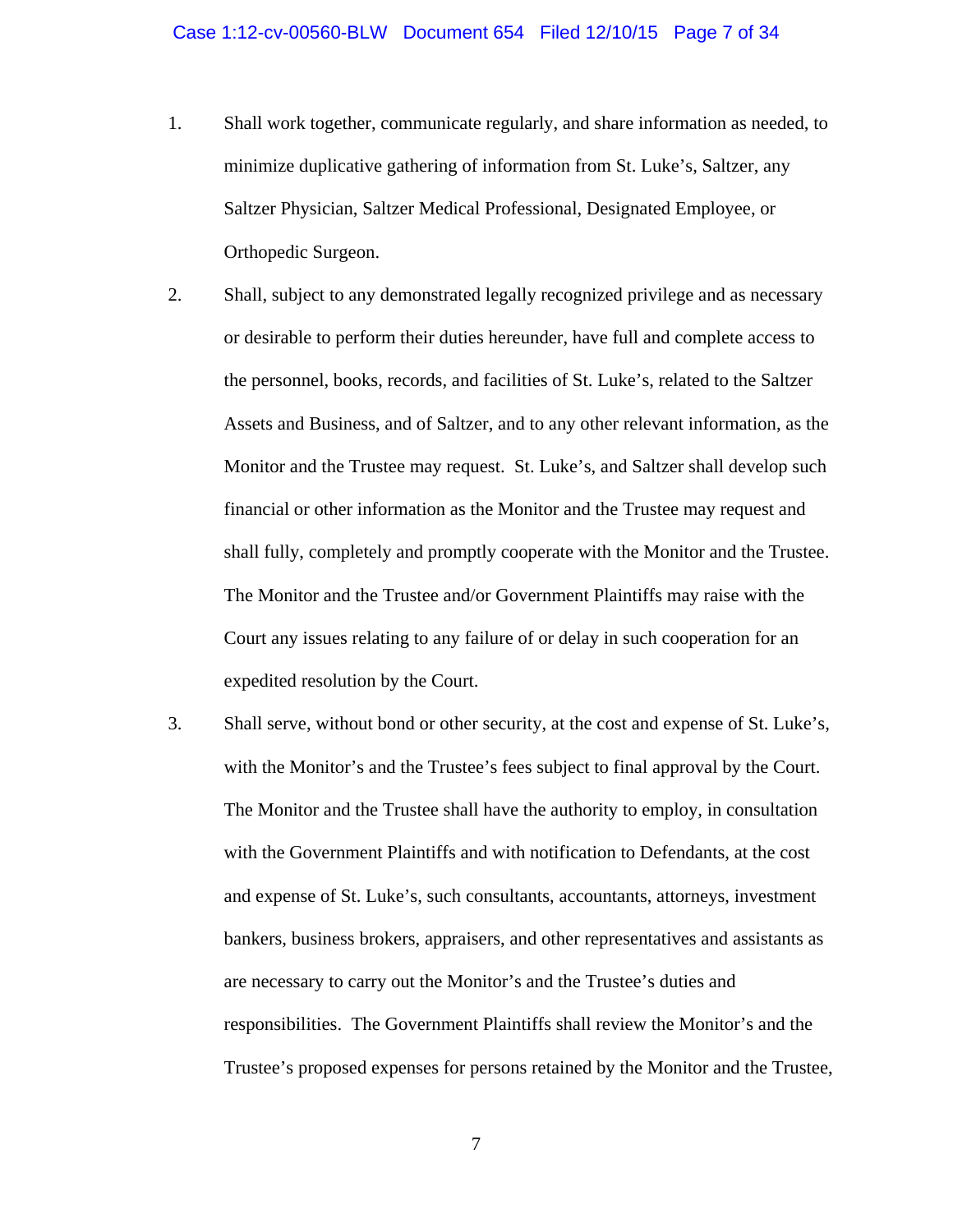1. Shall work together, communicate regularly, and share information as needed, to minimize duplicative gathering of information from St. Luke's, Saltzer, any Saltzer Physician, Saltzer Medical Professional, Designated Employee, or Orthopedic Surgeon.

2. Shall, subject to any demonstrated legally recognized privilege and as necessary or desirable to perform their duties hereunder, have full and complete access to the personnel, books, records, and facilities of St. Luke's, related to the Saltzer Assets and Business, and of Saltzer, and to any other relevant information, as the Monitor and the Trustee may request. St. Luke's, and Saltzer shall develop such financial or other information as the Monitor and the Trustee may request and shall fully, completely and promptly cooperate with the Monitor and the Trustee. The Monitor and the Trustee and/or Government Plaintiffs may raise with the Court any issues relating to any failure of or delay in such cooperation for an expedited resolution by the Court.

3. Shall serve, without bond or other security, at the cost and expense of St. Luke's, with the Monitor's and the Trustee's fees subject to final approval by the Court. The Monitor and the Trustee shall have the authority to employ, in consultation with the Government Plaintiffs and with notification to Defendants, at the cost and expense of St. Luke's, such consultants, accountants, attorneys, investment bankers, business brokers, appraisers, and other representatives and assistants as are necessary to carry out the Monitor's and the Trustee's duties and responsibilities. The Government Plaintiffs shall review the Monitor's and the Trustee's proposed expenses for persons retained by the Monitor and the Trustee,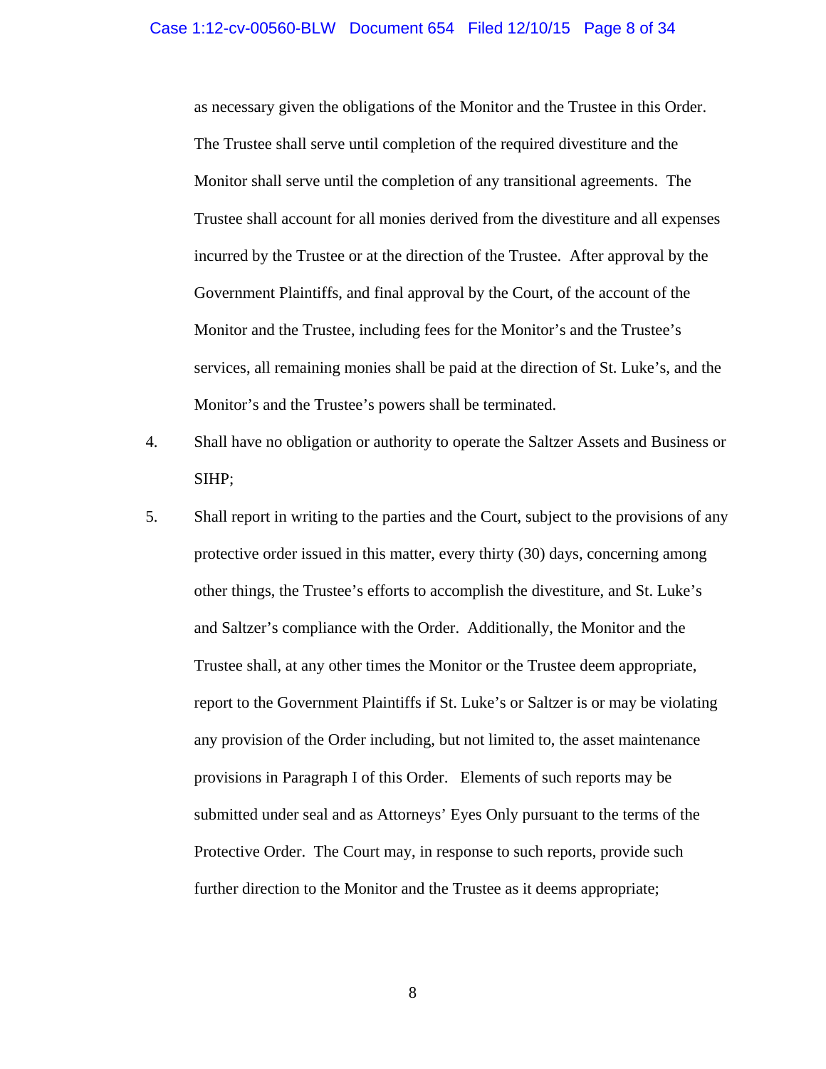as necessary given the obligations of the Monitor and the Trustee in this Order. The Trustee shall serve until completion of the required divestiture and the Monitor shall serve until the completion of any transitional agreements. The Trustee shall account for all monies derived from the divestiture and all expenses incurred by the Trustee or at the direction of the Trustee. After approval by the Government Plaintiffs, and final approval by the Court, of the account of the Monitor and the Trustee, including fees for the Monitor's and the Trustee's services, all remaining monies shall be paid at the direction of St. Luke's, and the Monitor's and the Trustee's powers shall be terminated.

4. Shall have no obligation or authority to operate the Saltzer Assets and Business or SIHP;

5. Shall report in writing to the parties and the Court, subject to the provisions of any protective order issued in this matter, every thirty (30) days, concerning among other things, the Trustee's efforts to accomplish the divestiture, and St. Luke's and Saltzer's compliance with the Order. Additionally, the Monitor and the Trustee shall, at any other times the Monitor or the Trustee deem appropriate, report to the Government Plaintiffs if St. Luke's or Saltzer is or may be violating any provision of the Order including, but not limited to, the asset maintenance provisions in Paragraph I of this Order. Elements of such reports may be submitted under seal and as Attorneys' Eyes Only pursuant to the terms of the Protective Order. The Court may, in response to such reports, provide such further direction to the Monitor and the Trustee as it deems appropriate;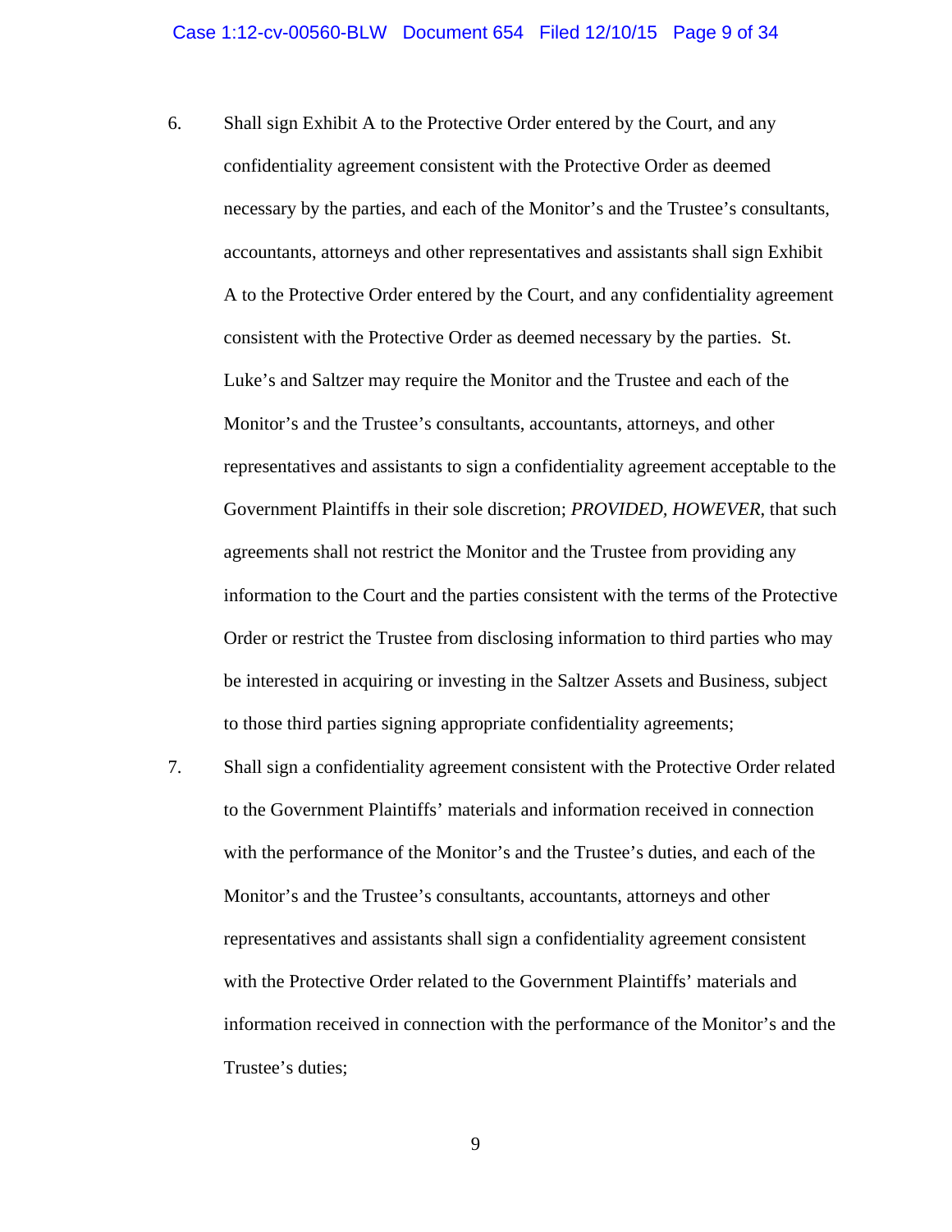6. Shall sign Exhibit A to the Protective Order entered by the Court, and any confidentiality agreement consistent with the Protective Order as deemed necessary by the parties, and each of the Monitor's and the Trustee's consultants, accountants, attorneys and other representatives and assistants shall sign Exhibit A to the Protective Order entered by the Court, and any confidentiality agreement consistent with the Protective Order as deemed necessary by the parties. St. Luke's and Saltzer may require the Monitor and the Trustee and each of the Monitor's and the Trustee's consultants, accountants, attorneys, and other representatives and assistants to sign a confidentiality agreement acceptable to the Government Plaintiffs in their sole discretion; *PROVIDED, HOWEVER*, that such agreements shall not restrict the Monitor and the Trustee from providing any information to the Court and the parties consistent with the terms of the Protective Order or restrict the Trustee from disclosing information to third parties who may be interested in acquiring or investing in the Saltzer Assets and Business, subject to those third parties signing appropriate confidentiality agreements;

7. Shall sign a confidentiality agreement consistent with the Protective Order related to the Government Plaintiffs' materials and information received in connection with the performance of the Monitor's and the Trustee's duties, and each of the Monitor's and the Trustee's consultants, accountants, attorneys and other representatives and assistants shall sign a confidentiality agreement consistent with the Protective Order related to the Government Plaintiffs' materials and information received in connection with the performance of the Monitor's and the Trustee's duties;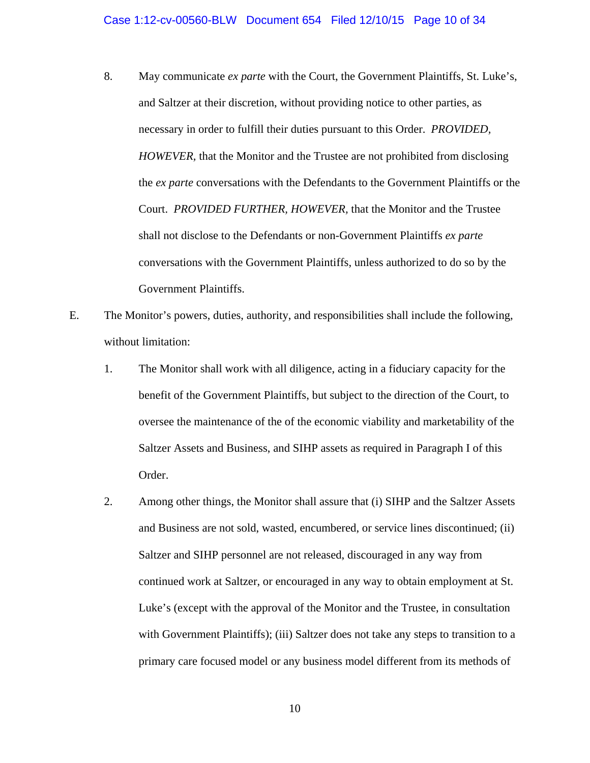8. May communicate *ex parte* with the Court, the Government Plaintiffs, St. Luke's, and Saltzer at their discretion, without providing notice to other parties, as necessary in order to fulfill their duties pursuant to this Order. *PROVIDED, HOWEVER,* that the Monitor and the Trustee are not prohibited from disclosing the *ex parte* conversations with the Defendants to the Government Plaintiffs or the Court. *PROVIDED FURTHER, HOWEVER,* that the Monitor and the Trustee shall not disclose to the Defendants or non-Government Plaintiffs *ex parte* conversations with the Government Plaintiffs, unless authorized to do so by the Government Plaintiffs.

E. The Monitor's powers, duties, authority, and responsibilities shall include the following, without limitation:

1. The Monitor shall work with all diligence, acting in a fiduciary capacity for the benefit of the Government Plaintiffs, but subject to the direction of the Court, to oversee the maintenance of the of the economic viability and marketability of the Saltzer Assets and Business, and SIHP assets as required in Paragraph I of this Order.

2. Among other things, the Monitor shall assure that (i) SIHP and the Saltzer Assets and Business are not sold, wasted, encumbered, or service lines discontinued; (ii) Saltzer and SIHP personnel are not released, discouraged in any way from continued work at Saltzer, or encouraged in any way to obtain employment at St. Luke's (except with the approval of the Monitor and the Trustee, in consultation with Government Plaintiffs); (iii) Saltzer does not take any steps to transition to a primary care focused model or any business model different from its methods of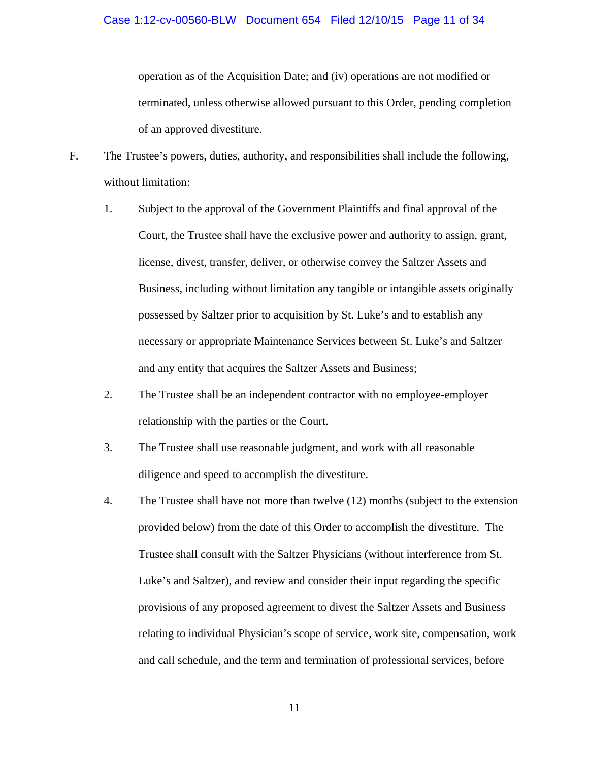operation as of the Acquisition Date; and (iv) operations are not modified or terminated, unless otherwise allowed pursuant to this Order, pending completion of an approved divestiture.

F. The Trustee's powers, duties, authority, and responsibilities shall include the following, without limitation:

1. Subject to the approval of the Government Plaintiffs and final approval of the Court, the Trustee shall have the exclusive power and authority to assign, grant, license, divest, transfer, deliver, or otherwise convey the Saltzer Assets and Business, including without limitation any tangible or intangible assets originally possessed by Saltzer prior to acquisition by St. Luke's and to establish any necessary or appropriate Maintenance Services between St. Luke's and Saltzer and any entity that acquires the Saltzer Assets and Business;

2. The Trustee shall be an independent contractor with no employee-employer relationship with the parties or the Court.

3. The Trustee shall use reasonable judgment, and work with all reasonable diligence and speed to accomplish the divestiture.

4. The Trustee shall have not more than twelve (12) months (subject to the extension provided below) from the date of this Order to accomplish the divestiture. The Trustee shall consult with the Saltzer Physicians (without interference from St. Luke's and Saltzer), and review and consider their input regarding the specific provisions of any proposed agreement to divest the Saltzer Assets and Business relating to individual Physician's scope of service, work site, compensation, work and call schedule, and the term and termination of professional services, before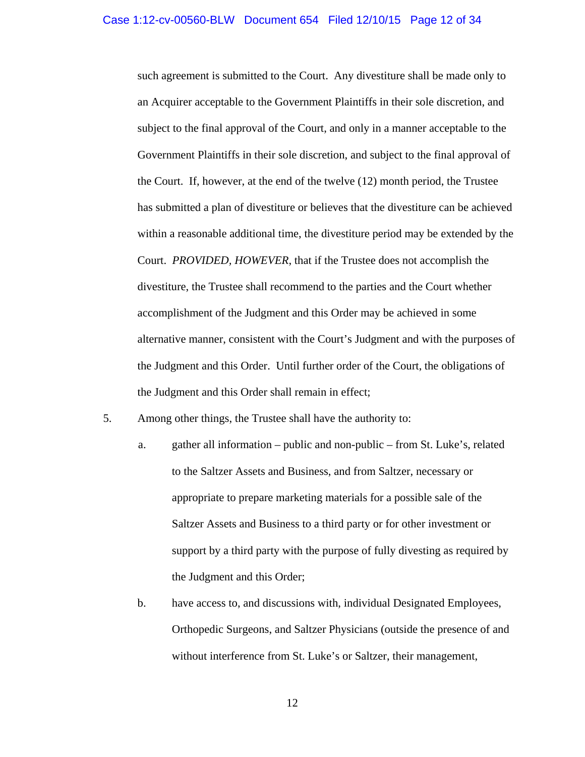such agreement is submitted to the Court. Any divestiture shall be made only to an Acquirer acceptable to the Government Plaintiffs in their sole discretion, and subject to the final approval of the Court, and only in a manner acceptable to the Government Plaintiffs in their sole discretion, and subject to the final approval of the Court. If, however, at the end of the twelve (12) month period, the Trustee has submitted a plan of divestiture or believes that the divestiture can be achieved within a reasonable additional time, the divestiture period may be extended by the Court. *PROVIDED*, *HOWEVER*, that if the Trustee does not accomplish the divestiture, the Trustee shall recommend to the parties and the Court whether accomplishment of the Judgment and this Order may be achieved in some alternative manner, consistent with the Court's Judgment and with the purposes of the Judgment and this Order. Until further order of the Court, the obligations of the Judgment and this Order shall remain in effect;

5. Among other things, the Trustee shall have the authority to:

   a. gather all information – public and non-public – from St. Luke's, related to the Saltzer Assets and Business, and from Saltzer, necessary or appropriate to prepare marketing materials for a possible sale of the Saltzer Assets and Business to a third party or for other investment or support by a third party with the purpose of fully divesting as required by the Judgment and this Order;

   b. have access to, and discussions with, individual Designated Employees, Orthopedic Surgeons, and Saltzer Physicians (outside the presence of and without interference from St. Luke's or Saltzer, their management,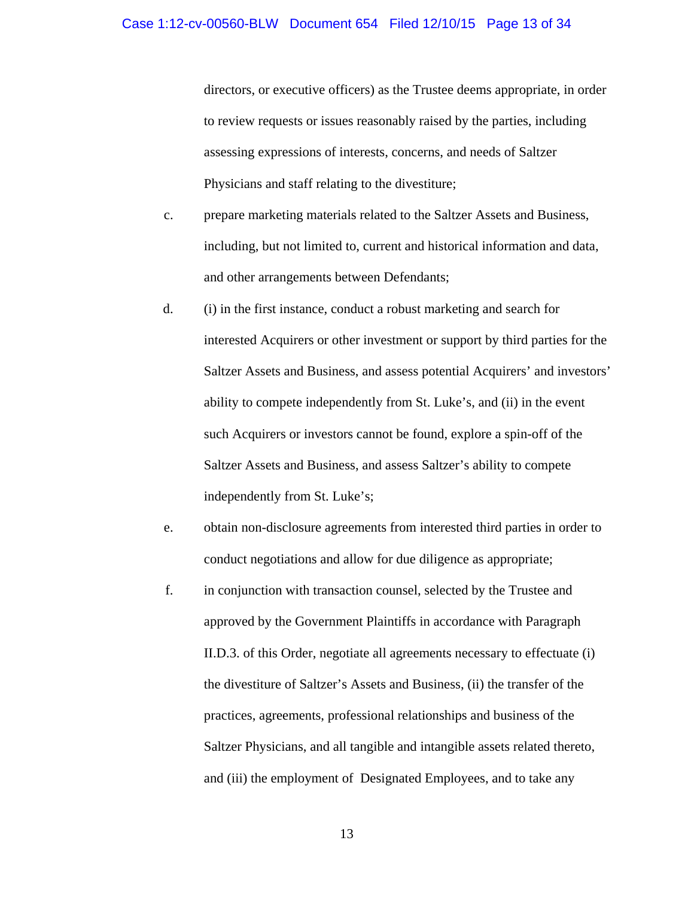directors, or executive officers) as the Trustee deems appropriate, in order to review requests or issues reasonably raised by the parties, including assessing expressions of interests, concerns, and needs of Saltzer Physicians and staff relating to the divestiture;

c. prepare marketing materials related to the Saltzer Assets and Business, including, but not limited to, current and historical information and data, and other arrangements between Defendants;

d. (i) in the first instance, conduct a robust marketing and search for interested Acquirers or other investment or support by third parties for the Saltzer Assets and Business, and assess potential Acquirers' and investors' ability to compete independently from St. Luke's, and (ii) in the event such Acquirers or investors cannot be found, explore a spin-off of the Saltzer Assets and Business, and assess Saltzer's ability to compete independently from St. Luke's;

e. obtain non-disclosure agreements from interested third parties in order to conduct negotiations and allow for due diligence as appropriate;

f. in conjunction with transaction counsel, selected by the Trustee and approved by the Government Plaintiffs in accordance with Paragraph II.D.3. of this Order, negotiate all agreements necessary to effectuate (i) the divestiture of Saltzer's Assets and Business, (ii) the transfer of the practices, agreements, professional relationships and business of the Saltzer Physicians, and all tangible and intangible assets related thereto, and (iii) the employment of Designated Employees, and to take any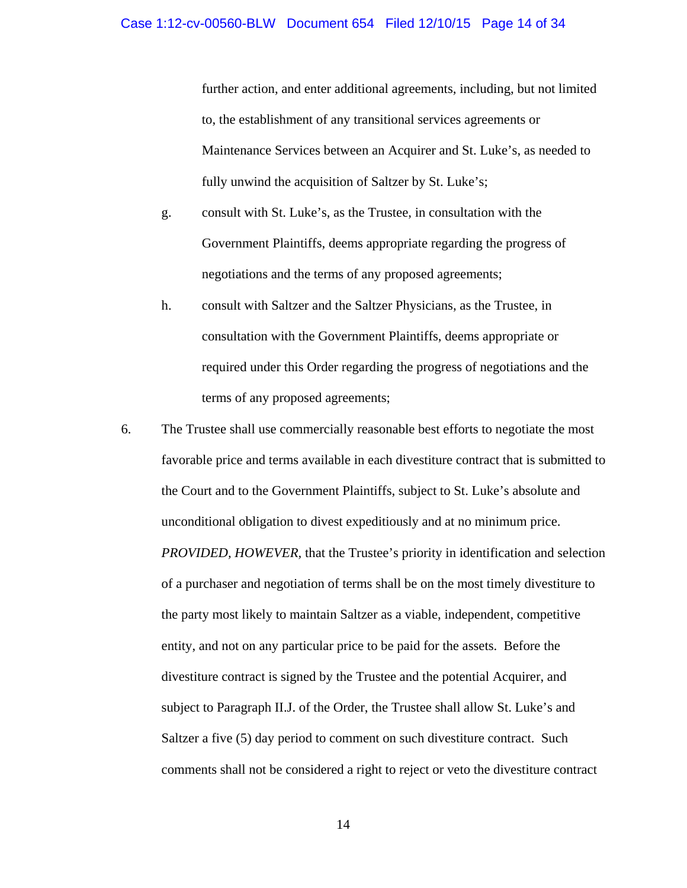further action, and enter additional agreements, including, but not limited to, the establishment of any transitional services agreements or Maintenance Services between an Acquirer and St. Luke's, as needed to fully unwind the acquisition of Saltzer by St. Luke's;

g. consult with St. Luke's, as the Trustee, in consultation with the Government Plaintiffs, deems appropriate regarding the progress of negotiations and the terms of any proposed agreements;

h. consult with Saltzer and the Saltzer Physicians, as the Trustee, in consultation with the Government Plaintiffs, deems appropriate or required under this Order regarding the progress of negotiations and the terms of any proposed agreements;

6. The Trustee shall use commercially reasonable best efforts to negotiate the most favorable price and terms available in each divestiture contract that is submitted to the Court and to the Government Plaintiffs, subject to St. Luke's absolute and unconditional obligation to divest expeditiously and at no minimum price. *PROVIDED, HOWEVER*, that the Trustee's priority in identification and selection of a purchaser and negotiation of terms shall be on the most timely divestiture to the party most likely to maintain Saltzer as a viable, independent, competitive entity, and not on any particular price to be paid for the assets. Before the divestiture contract is signed by the Trustee and the potential Acquirer, and subject to Paragraph II.J. of the Order, the Trustee shall allow St. Luke's and Saltzer a five (5) day period to comment on such divestiture contract. Such comments shall not be considered a right to reject or veto the divestiture contract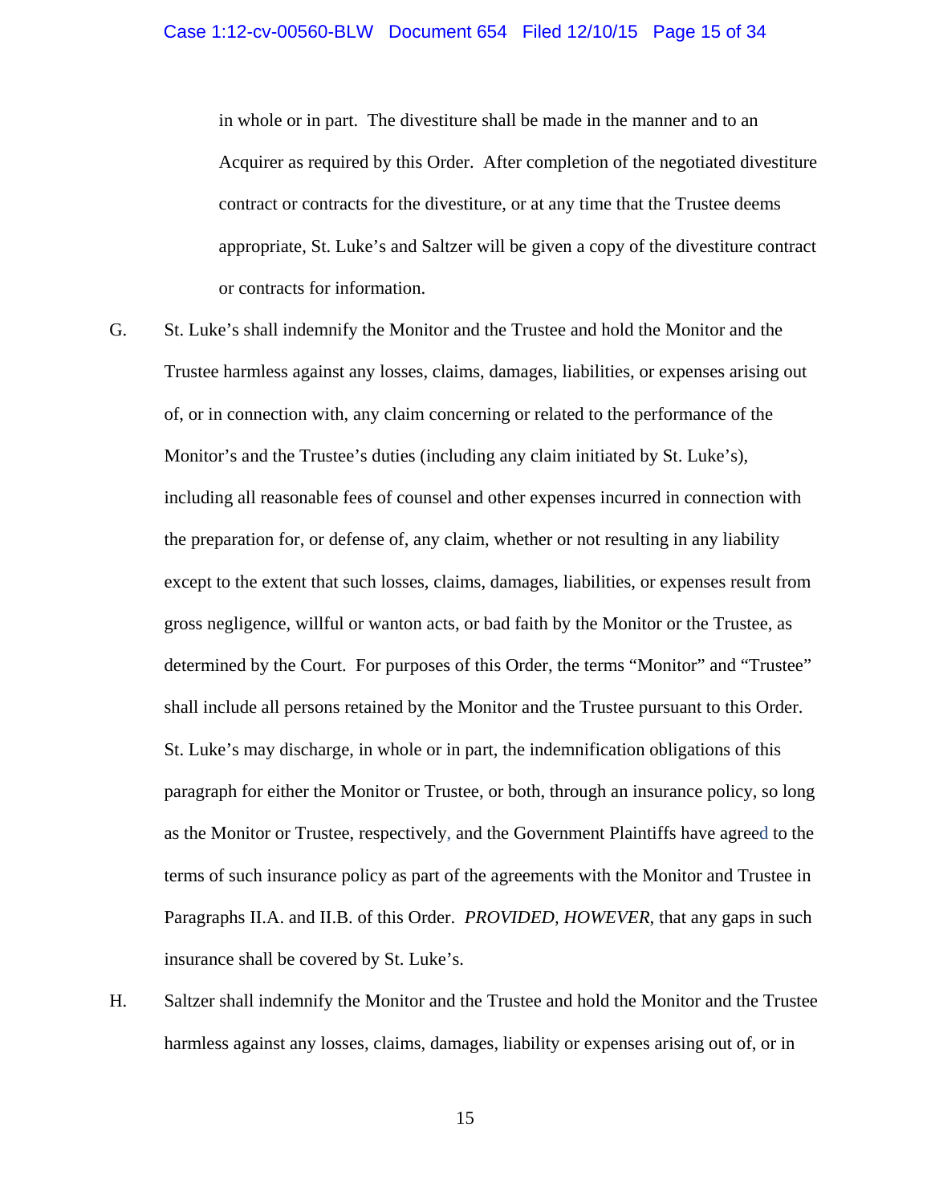in whole or in part. The divestiture shall be made in the manner and to an Acquirer as required by this Order. After completion of the negotiated divestiture contract or contracts for the divestiture, or at any time that the Trustee deems appropriate, St. Luke's and Saltzer will be given a copy of the divestiture contract or contracts for information.

G. St. Luke's shall indemnify the Monitor and the Trustee and hold the Monitor and the Trustee harmless against any losses, claims, damages, liabilities, or expenses arising out of, or in connection with, any claim concerning or related to the performance of the Monitor's and the Trustee's duties (including any claim initiated by St. Luke's), including all reasonable fees of counsel and other expenses incurred in connection with the preparation for, or defense of, any claim, whether or not resulting in any liability except to the extent that such losses, claims, damages, liabilities, or expenses result from gross negligence, willful or wanton acts, or bad faith by the Monitor or the Trustee, as determined by the Court. For purposes of this Order, the terms "Monitor" and "Trustee" shall include all persons retained by the Monitor and the Trustee pursuant to this Order. St. Luke's may discharge, in whole or in part, the indemnification obligations of this paragraph for either the Monitor or Trustee, or both, through an insurance policy, so long as the Monitor or Trustee, respectively, and the Government Plaintiffs have agreed to the terms of such insurance policy as part of the agreements with the Monitor and Trustee in Paragraphs II.A. and II.B. of this Order. *PROVIDED, HOWEVER*, that any gaps in such insurance shall be covered by St. Luke's.

H. Saltzer shall indemnify the Monitor and the Trustee and hold the Monitor and the Trustee harmless against any losses, claims, damages, liability or expenses arising out of, or in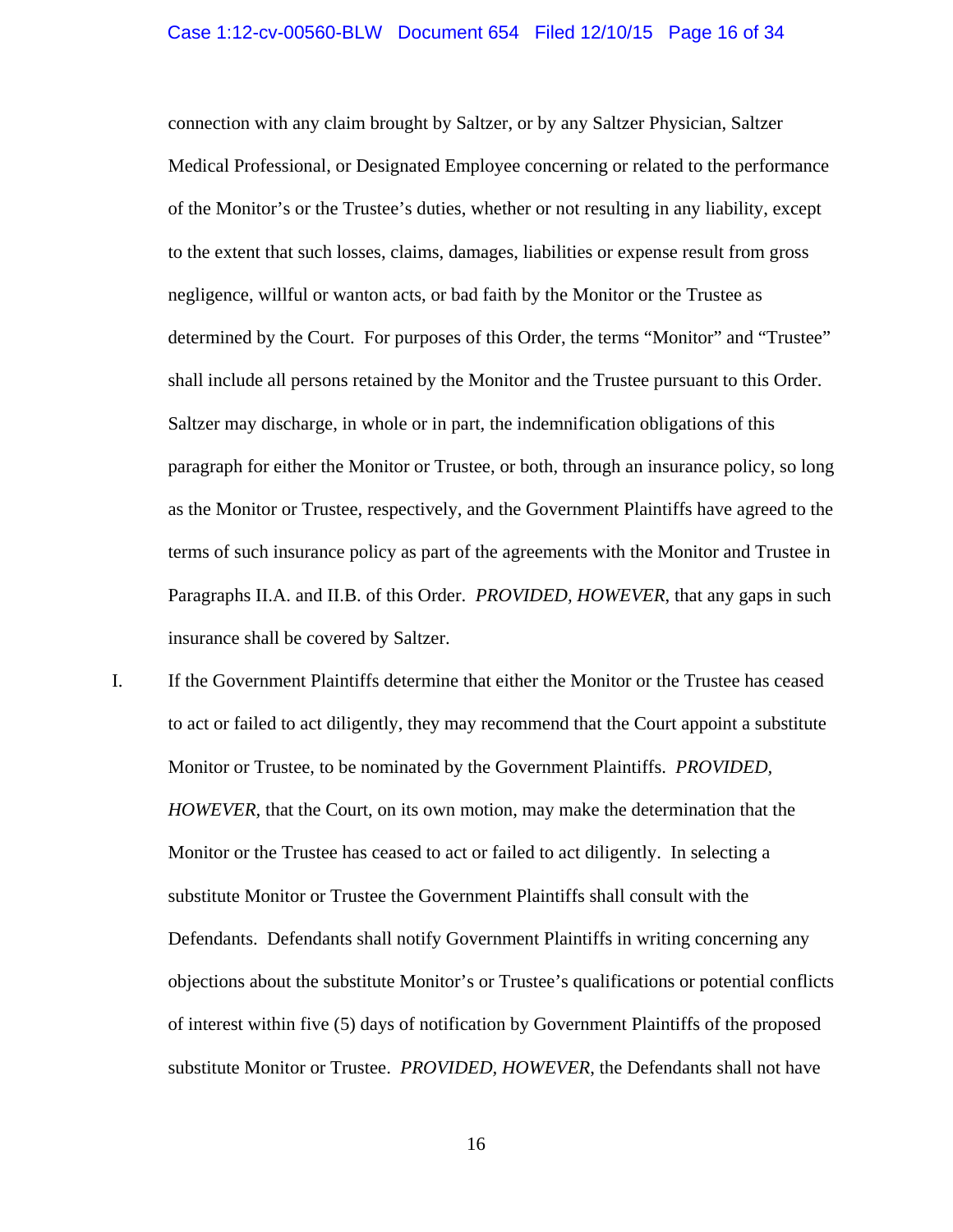connection with any claim brought by Saltzer, or by any Saltzer Physician, Saltzer Medical Professional, or Designated Employee concerning or related to the performance of the Monitor's or the Trustee's duties, whether or not resulting in any liability, except to the extent that such losses, claims, damages, liabilities or expense result from gross negligence, willful or wanton acts, or bad faith by the Monitor or the Trustee as determined by the Court. For purposes of this Order, the terms "Monitor" and "Trustee" shall include all persons retained by the Monitor and the Trustee pursuant to this Order. Saltzer may discharge, in whole or in part, the indemnification obligations of this paragraph for either the Monitor or Trustee, or both, through an insurance policy, so long as the Monitor or Trustee, respectively, and the Government Plaintiffs have agreed to the terms of such insurance policy as part of the agreements with the Monitor and Trustee in Paragraphs II.A. and II.B. of this Order. *PROVIDED, HOWEVER*, that any gaps in such insurance shall be covered by Saltzer.

I. If the Government Plaintiffs determine that either the Monitor or the Trustee has ceased to act or failed to act diligently, they may recommend that the Court appoint a substitute Monitor or Trustee, to be nominated by the Government Plaintiffs. *PROVIDED, HOWEVER*, that the Court, on its own motion, may make the determination that the Monitor or the Trustee has ceased to act or failed to act diligently. In selecting a substitute Monitor or Trustee the Government Plaintiffs shall consult with the Defendants. Defendants shall notify Government Plaintiffs in writing concerning any objections about the substitute Monitor's or Trustee's qualifications or potential conflicts of interest within five (5) days of notification by Government Plaintiffs of the proposed substitute Monitor or Trustee. *PROVIDED, HOWEVER*, the Defendants shall not have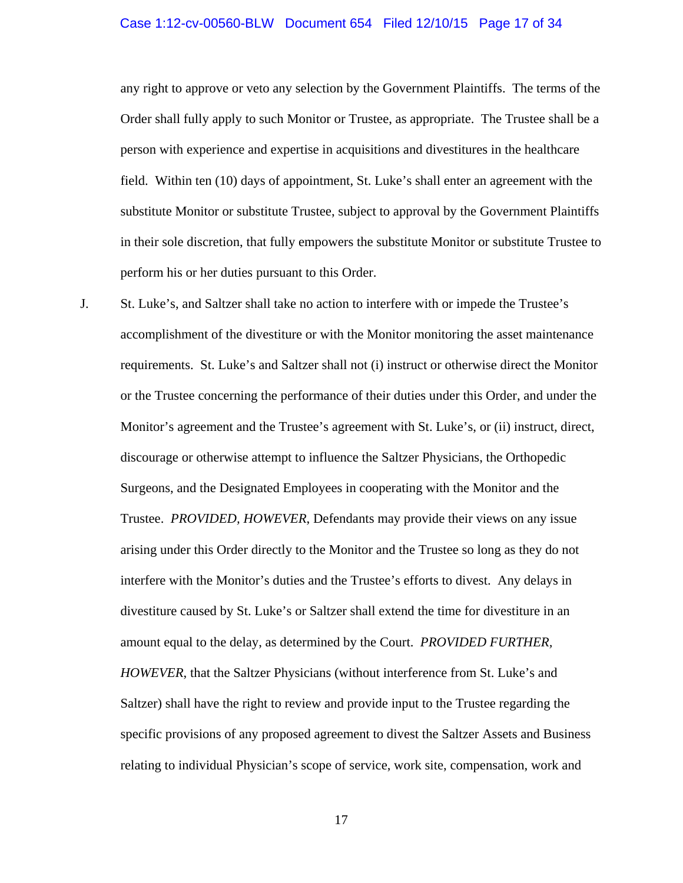any right to approve or veto any selection by the Government Plaintiffs. The terms of the Order shall fully apply to such Monitor or Trustee, as appropriate. The Trustee shall be a person with experience and expertise in acquisitions and divestitures in the healthcare field. Within ten (10) days of appointment, St. Luke's shall enter an agreement with the substitute Monitor or substitute Trustee, subject to approval by the Government Plaintiffs in their sole discretion, that fully empowers the substitute Monitor or substitute Trustee to perform his or her duties pursuant to this Order.

J. St. Luke's, and Saltzer shall take no action to interfere with or impede the Trustee's accomplishment of the divestiture or with the Monitor monitoring the asset maintenance requirements. St. Luke's and Saltzer shall not (i) instruct or otherwise direct the Monitor or the Trustee concerning the performance of their duties under this Order, and under the Monitor's agreement and the Trustee's agreement with St. Luke's, or (ii) instruct, direct, discourage or otherwise attempt to influence the Saltzer Physicians, the Orthopedic Surgeons, and the Designated Employees in cooperating with the Monitor and the Trustee. *PROVIDED, HOWEVER*, Defendants may provide their views on any issue arising under this Order directly to the Monitor and the Trustee so long as they do not interfere with the Monitor's duties and the Trustee's efforts to divest. Any delays in divestiture caused by St. Luke's or Saltzer shall extend the time for divestiture in an amount equal to the delay, as determined by the Court. *PROVIDED FURTHER, HOWEVER*, that the Saltzer Physicians (without interference from St. Luke's and Saltzer) shall have the right to review and provide input to the Trustee regarding the specific provisions of any proposed agreement to divest the Saltzer Assets and Business relating to individual Physician's scope of service, work site, compensation, work and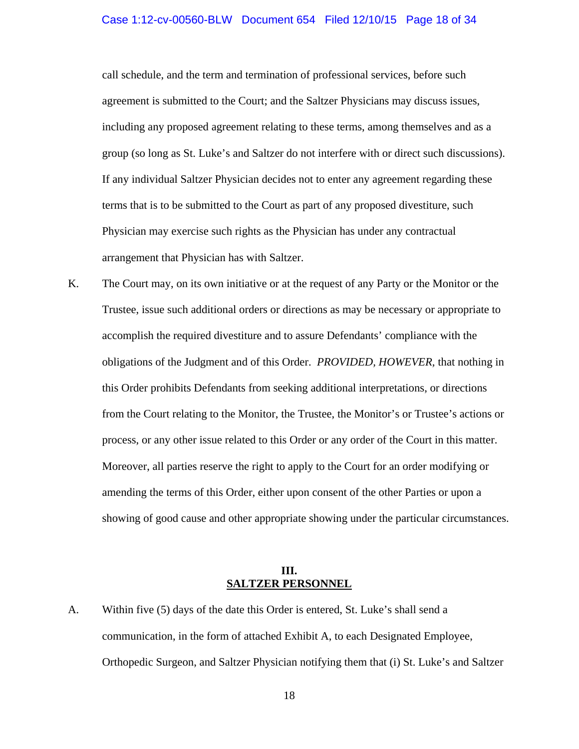call schedule, and the term and termination of professional services, before such agreement is submitted to the Court; and the Saltzer Physicians may discuss issues, including any proposed agreement relating to these terms, among themselves and as a group (so long as St. Luke's and Saltzer do not interfere with or direct such discussions). If any individual Saltzer Physician decides not to enter any agreement regarding these terms that is to be submitted to the Court as part of any proposed divestiture, such Physician may exercise such rights as the Physician has under any contractual arrangement that Physician has with Saltzer.

K. The Court may, on its own initiative or at the request of any Party or the Monitor or the Trustee, issue such additional orders or directions as may be necessary or appropriate to accomplish the required divestiture and to assure Defendants' compliance with the obligations of the Judgment and of this Order. *PROVIDED, HOWEVER,* that nothing in this Order prohibits Defendants from seeking additional interpretations, or directions from the Court relating to the Monitor, the Trustee, the Monitor's or Trustee's actions or process, or any other issue related to this Order or any order of the Court in this matter. Moreover, all parties reserve the right to apply to the Court for an order modifying or amending the terms of this Order, either upon consent of the other Parties or upon a showing of good cause and other appropriate showing under the particular circumstances.

## III.
## SALTZER PERSONNEL

A. Within five (5) days of the date this Order is entered, St. Luke's shall send a communication, in the form of attached Exhibit A, to each Designated Employee, Orthopedic Surgeon, and Saltzer Physician notifying them that (i) St. Luke's and Saltzer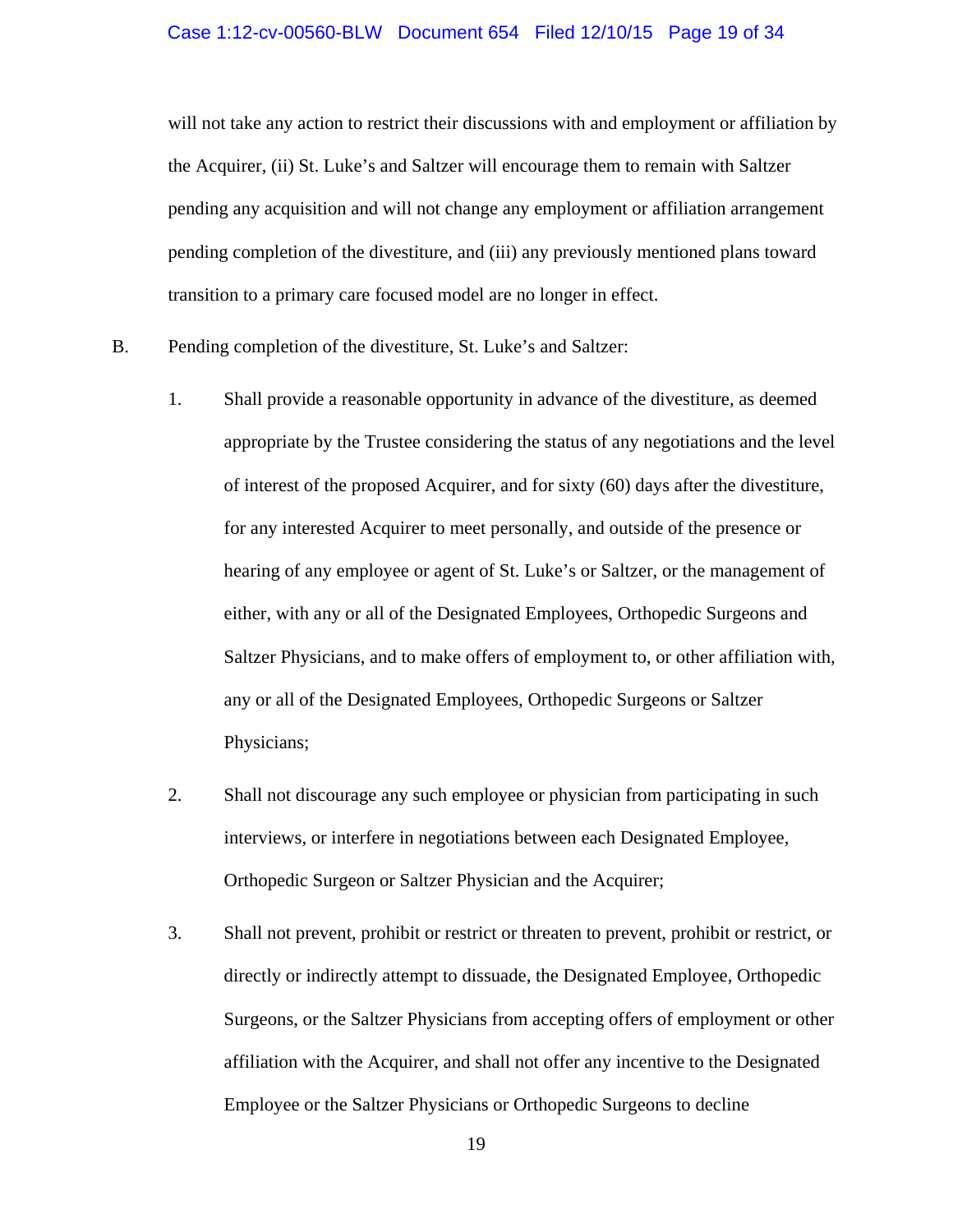will not take any action to restrict their discussions with and employment or affiliation by the Acquirer, (ii) St. Luke's and Saltzer will encourage them to remain with Saltzer pending any acquisition and will not change any employment or affiliation arrangement pending completion of the divestiture, and (iii) any previously mentioned plans toward transition to a primary care focused model are no longer in effect.

B. Pending completion of the divestiture, St. Luke's and Saltzer:

1. Shall provide a reasonable opportunity in advance of the divestiture, as deemed appropriate by the Trustee considering the status of any negotiations and the level of interest of the proposed Acquirer, and for sixty (60) days after the divestiture, for any interested Acquirer to meet personally, and outside of the presence or hearing of any employee or agent of St. Luke's or Saltzer, or the management of either, with any or all of the Designated Employees, Orthopedic Surgeons and Saltzer Physicians, and to make offers of employment to, or other affiliation with, any or all of the Designated Employees, Orthopedic Surgeons or Saltzer Physicians;

2. Shall not discourage any such employee or physician from participating in such interviews, or interfere in negotiations between each Designated Employee, Orthopedic Surgeon or Saltzer Physician and the Acquirer;

3. Shall not prevent, prohibit or restrict or threaten to prevent, prohibit or restrict, or directly or indirectly attempt to dissuade, the Designated Employee, Orthopedic Surgeons, or the Saltzer Physicians from accepting offers of employment or other affiliation with the Acquirer, and shall not offer any incentive to the Designated Employee or the Saltzer Physicians or Orthopedic Surgeons to decline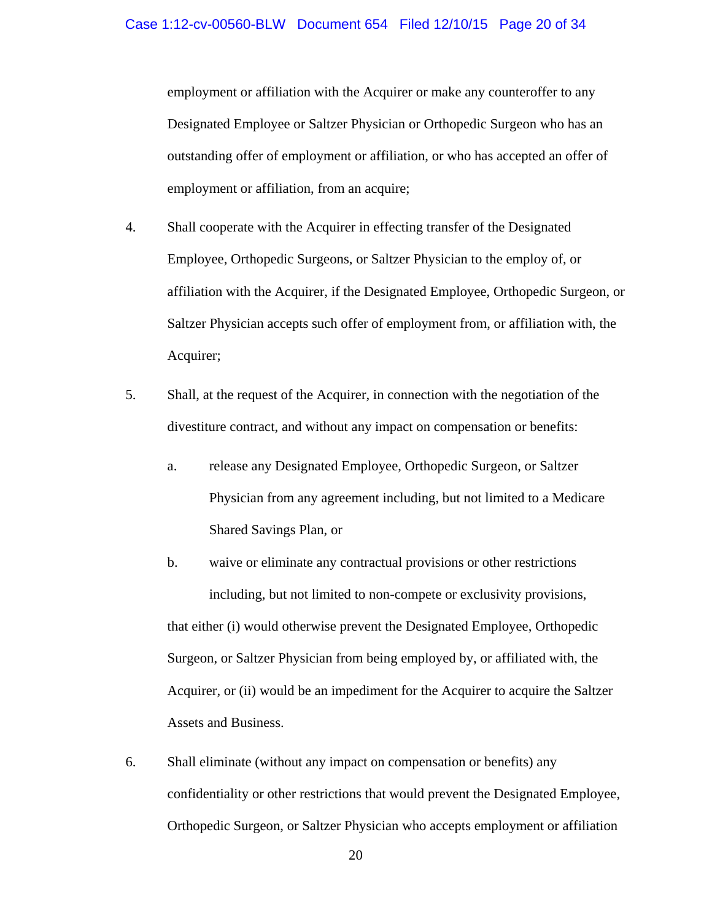employment or affiliation with the Acquirer or make any counteroffer to any Designated Employee or Saltzer Physician or Orthopedic Surgeon who has an outstanding offer of employment or affiliation, or who has accepted an offer of employment or affiliation, from an acquire;

4. Shall cooperate with the Acquirer in effecting transfer of the Designated Employee, Orthopedic Surgeons, or Saltzer Physician to the employ of, or affiliation with the Acquirer, if the Designated Employee, Orthopedic Surgeon, or Saltzer Physician accepts such offer of employment from, or affiliation with, the Acquirer;

5. Shall, at the request of the Acquirer, in connection with the negotiation of the divestiture contract, and without any impact on compensation or benefits:

   a. release any Designated Employee, Orthopedic Surgeon, or Saltzer Physician from any agreement including, but not limited to a Medicare Shared Savings Plan, or

   b. waive or eliminate any contractual provisions or other restrictions including, but not limited to non-compete or exclusivity provisions,

   that either (i) would otherwise prevent the Designated Employee, Orthopedic Surgeon, or Saltzer Physician from being employed by, or affiliated with, the Acquirer, or (ii) would be an impediment for the Acquirer to acquire the Saltzer Assets and Business.

6. Shall eliminate (without any impact on compensation or benefits) any confidentiality or other restrictions that would prevent the Designated Employee, Orthopedic Surgeon, or Saltzer Physician who accepts employment or affiliation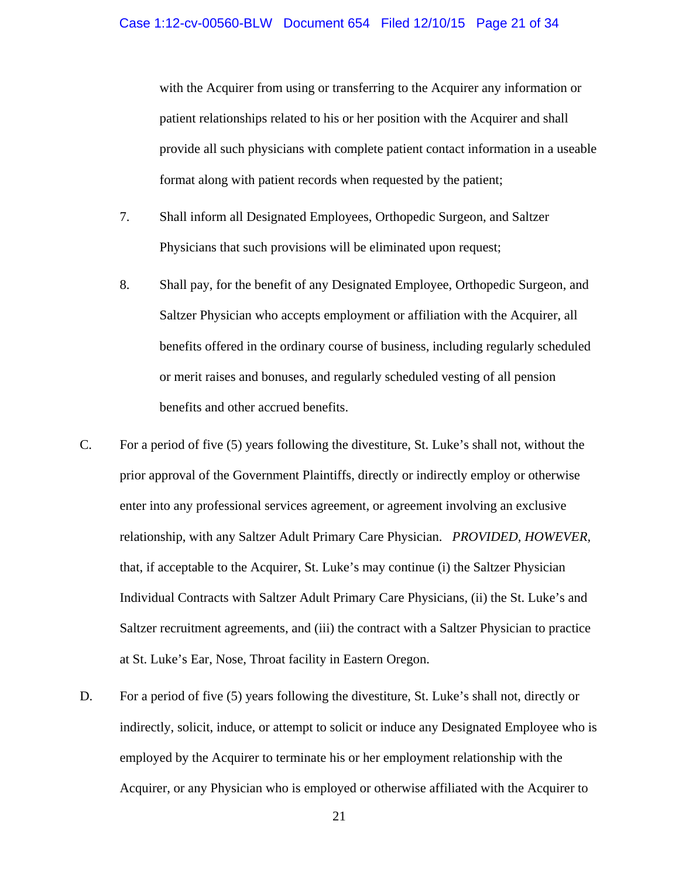with the Acquirer from using or transferring to the Acquirer any information or patient relationships related to his or her position with the Acquirer and shall provide all such physicians with complete patient contact information in a useable format along with patient records when requested by the patient;

7. Shall inform all Designated Employees, Orthopedic Surgeon, and Saltzer Physicians that such provisions will be eliminated upon request;

8. Shall pay, for the benefit of any Designated Employee, Orthopedic Surgeon, and Saltzer Physician who accepts employment or affiliation with the Acquirer, all benefits offered in the ordinary course of business, including regularly scheduled or merit raises and bonuses, and regularly scheduled vesting of all pension benefits and other accrued benefits.

C. For a period of five (5) years following the divestiture, St. Luke's shall not, without the prior approval of the Government Plaintiffs, directly or indirectly employ or otherwise enter into any professional services agreement, or agreement involving an exclusive relationship, with any Saltzer Adult Primary Care Physician. *PROVIDED, HOWEVER,* that, if acceptable to the Acquirer, St. Luke's may continue (i) the Saltzer Physician Individual Contracts with Saltzer Adult Primary Care Physicians, (ii) the St. Luke's and Saltzer recruitment agreements, and (iii) the contract with a Saltzer Physician to practice at St. Luke's Ear, Nose, Throat facility in Eastern Oregon.

D. For a period of five (5) years following the divestiture, St. Luke's shall not, directly or indirectly, solicit, induce, or attempt to solicit or induce any Designated Employee who is employed by the Acquirer to terminate his or her employment relationship with the Acquirer, or any Physician who is employed or otherwise affiliated with the Acquirer to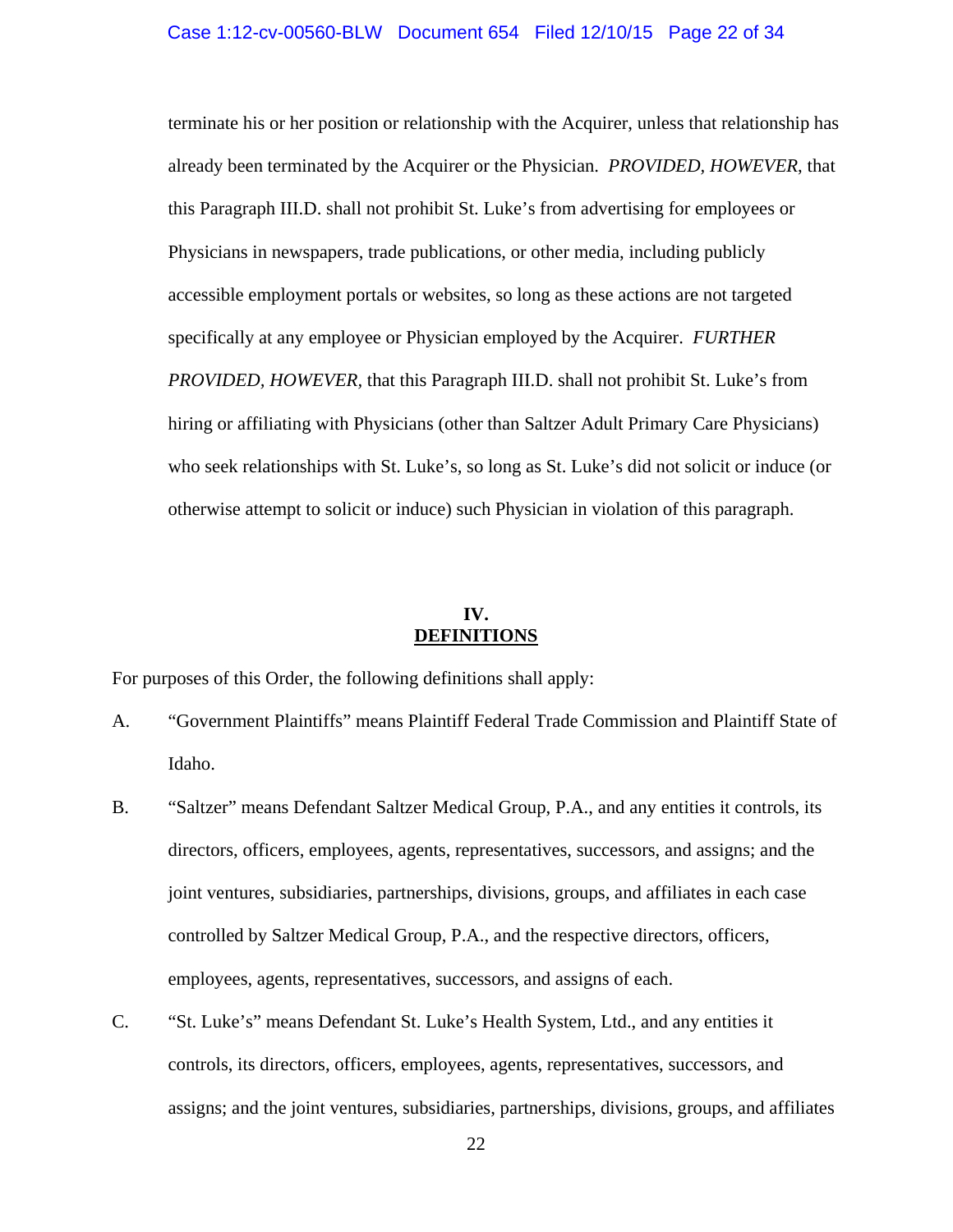terminate his or her position or relationship with the Acquirer, unless that relationship has already been terminated by the Acquirer or the Physician. *PROVIDED, HOWEVER*, that this Paragraph III.D. shall not prohibit St. Luke's from advertising for employees or Physicians in newspapers, trade publications, or other media, including publicly accessible employment portals or websites, so long as these actions are not targeted specifically at any employee or Physician employed by the Acquirer. *FURTHER PROVIDED, HOWEVER*, that this Paragraph III.D. shall not prohibit St. Luke's from hiring or affiliating with Physicians (other than Saltzer Adult Primary Care Physicians) who seek relationships with St. Luke's, so long as St. Luke's did not solicit or induce (or otherwise attempt to solicit or induce) such Physician in violation of this paragraph.

## IV.
## DEFINITIONS

For purposes of this Order, the following definitions shall apply:

A. "Government Plaintiffs" means Plaintiff Federal Trade Commission and Plaintiff State of Idaho.

B. "Saltzer" means Defendant Saltzer Medical Group, P.A., and any entities it controls, its directors, officers, employees, agents, representatives, successors, and assigns; and the joint ventures, subsidiaries, partnerships, divisions, groups, and affiliates in each case controlled by Saltzer Medical Group, P.A., and the respective directors, officers, employees, agents, representatives, successors, and assigns of each.

C. "St. Luke's" means Defendant St. Luke's Health System, Ltd., and any entities it controls, its directors, officers, employees, agents, representatives, successors, and assigns; and the joint ventures, subsidiaries, partnerships, divisions, groups, and affiliates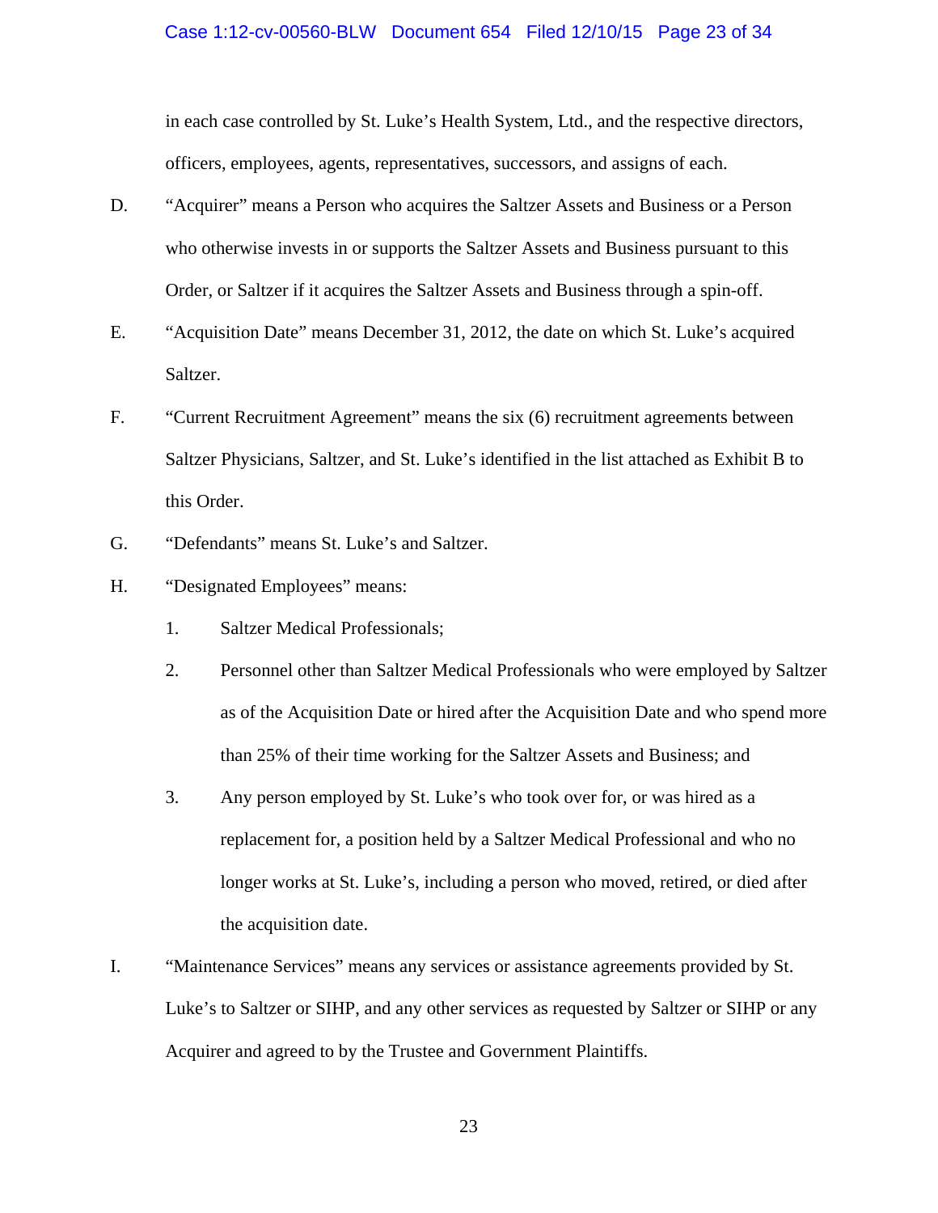in each case controlled by St. Luke's Health System, Ltd., and the respective directors, officers, employees, agents, representatives, successors, and assigns of each.

D. "Acquirer" means a Person who acquires the Saltzer Assets and Business or a Person who otherwise invests in or supports the Saltzer Assets and Business pursuant to this Order, or Saltzer if it acquires the Saltzer Assets and Business through a spin-off.

E. "Acquisition Date" means December 31, 2012, the date on which St. Luke's acquired Saltzer.

F. "Current Recruitment Agreement" means the six (6) recruitment agreements between Saltzer Physicians, Saltzer, and St. Luke's identified in the list attached as Exhibit B to this Order.

G. "Defendants" means St. Luke's and Saltzer.

H. "Designated Employees" means:

   1. Saltzer Medical Professionals;

   2. Personnel other than Saltzer Medical Professionals who were employed by Saltzer as of the Acquisition Date or hired after the Acquisition Date and who spend more than 25% of their time working for the Saltzer Assets and Business; and

   3. Any person employed by St. Luke's who took over for, or was hired as a replacement for, a position held by a Saltzer Medical Professional and who no longer works at St. Luke's, including a person who moved, retired, or died after the acquisition date.

I. "Maintenance Services" means any services or assistance agreements provided by St. Luke's to Saltzer or SIHP, and any other services as requested by Saltzer or SIHP or any Acquirer and agreed to by the Trustee and Government Plaintiffs.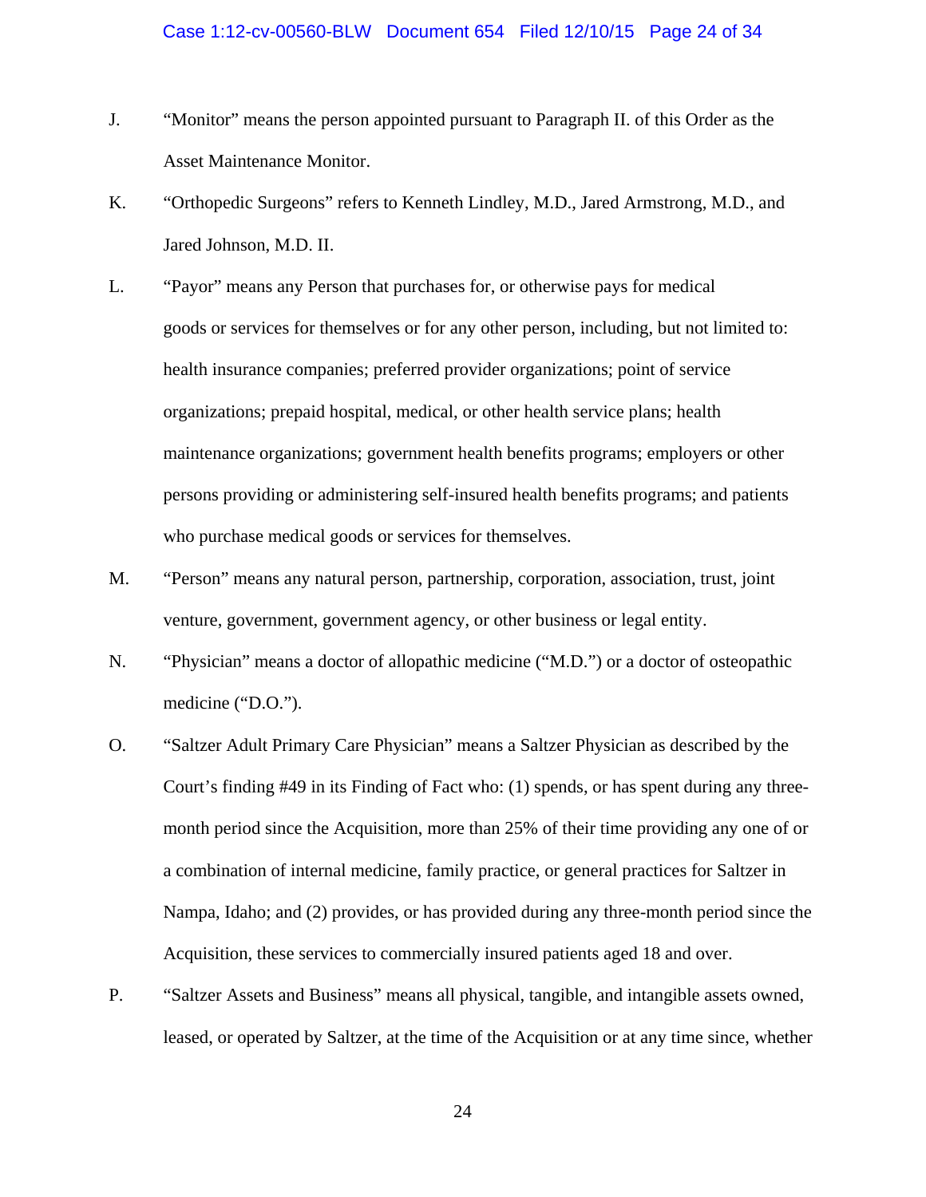J. "Monitor" means the person appointed pursuant to Paragraph II. of this Order as the Asset Maintenance Monitor.

K. "Orthopedic Surgeons" refers to Kenneth Lindley, M.D., Jared Armstrong, M.D., and Jared Johnson, M.D. II.

L. "Payor" means any Person that purchases for, or otherwise pays for medical goods or services for themselves or for any other person, including, but not limited to: health insurance companies; preferred provider organizations; point of service organizations; prepaid hospital, medical, or other health service plans; health maintenance organizations; government health benefits programs; employers or other persons providing or administering self-insured health benefits programs; and patients who purchase medical goods or services for themselves.

M. "Person" means any natural person, partnership, corporation, association, trust, joint venture, government, government agency, or other business or legal entity.

N. "Physician" means a doctor of allopathic medicine ("M.D.") or a doctor of osteopathic medicine ("D.O.").

O. "Saltzer Adult Primary Care Physician" means a Saltzer Physician as described by the Court's finding #49 in its Finding of Fact who: (1) spends, or has spent during any three-month period since the Acquisition, more than 25% of their time providing any one of or a combination of internal medicine, family practice, or general practices for Saltzer in Nampa, Idaho; and (2) provides, or has provided during any three-month period since the Acquisition, these services to commercially insured patients aged 18 and over.

P. "Saltzer Assets and Business" means all physical, tangible, and intangible assets owned, leased, or operated by Saltzer, at the time of the Acquisition or at any time since, whether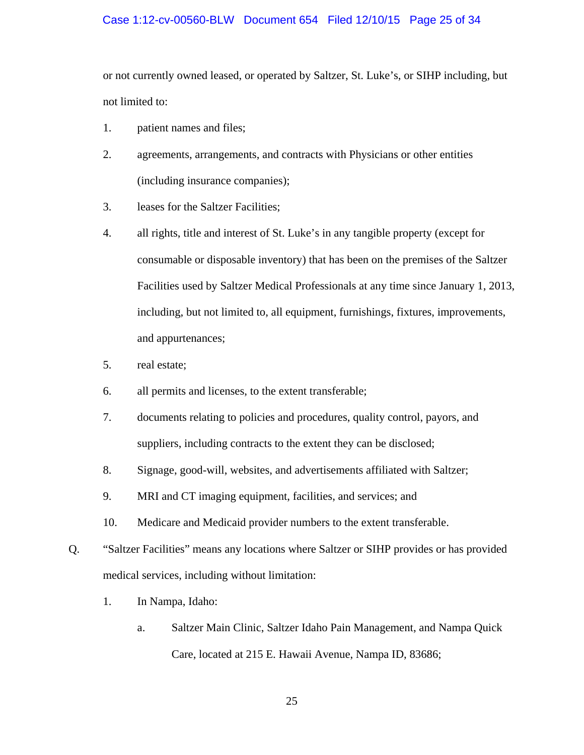or not currently owned leased, or operated by Saltzer, St. Luke's, or SIHP including, but not limited to:

1. patient names and files;
2. agreements, arrangements, and contracts with Physicians or other entities (including insurance companies);
3. leases for the Saltzer Facilities;
4. all rights, title and interest of St. Luke's in any tangible property (except for consumable or disposable inventory) that has been on the premises of the Saltzer Facilities used by Saltzer Medical Professionals at any time since January 1, 2013, including, but not limited to, all equipment, furnishings, fixtures, improvements, and appurtenances;
5. real estate;
6. all permits and licenses, to the extent transferable;
7. documents relating to policies and procedures, quality control, payors, and suppliers, including contracts to the extent they can be disclosed;
8. Signage, good-will, websites, and advertisements affiliated with Saltzer;
9. MRI and CT imaging equipment, facilities, and services; and
10. Medicare and Medicaid provider numbers to the extent transferable.

Q. "Saltzer Facilities" means any locations where Saltzer or SIHP provides or has provided medical services, including without limitation:

1. In Nampa, Idaho:
   a. Saltzer Main Clinic, Saltzer Idaho Pain Management, and Nampa Quick Care, located at 215 E. Hawaii Avenue, Nampa ID, 83686;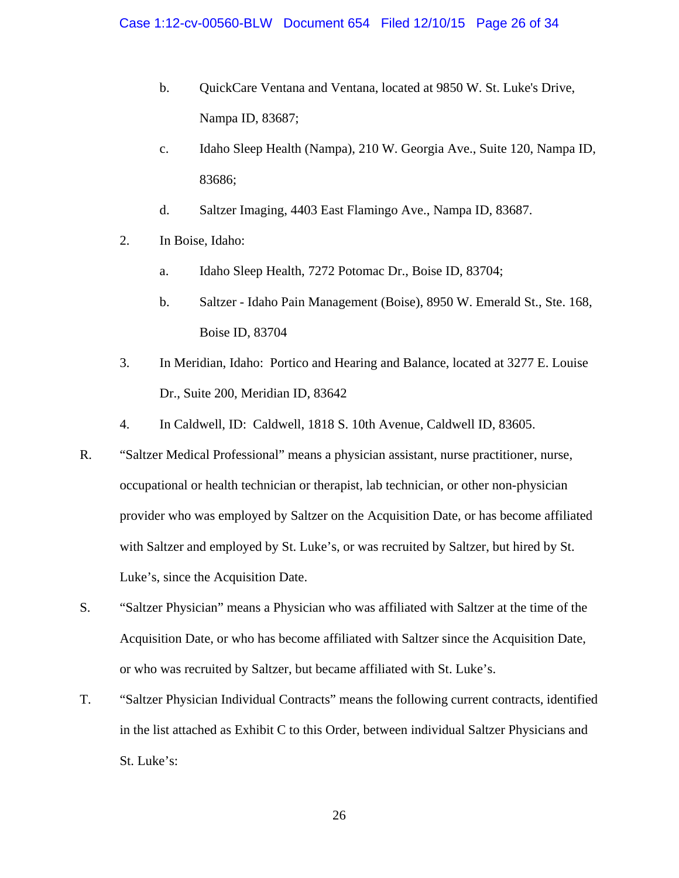b. QuickCare Ventana and Ventana, located at 9850 W. St. Luke's Drive, Nampa ID, 83687;

   c. Idaho Sleep Health (Nampa), 210 W. Georgia Ave., Suite 120, Nampa ID, 83686;

   d. Saltzer Imaging, 4403 East Flamingo Ave., Nampa ID, 83687.

2. In Boise, Idaho:

   a. Idaho Sleep Health, 7272 Potomac Dr., Boise ID, 83704;

   b. Saltzer - Idaho Pain Management (Boise), 8950 W. Emerald St., Ste. 168, Boise ID, 83704

3. In Meridian, Idaho: Portico and Hearing and Balance, located at 3277 E. Louise Dr., Suite 200, Meridian ID, 83642

4. In Caldwell, ID: Caldwell, 1818 S. 10th Avenue, Caldwell ID, 83605.

R. "Saltzer Medical Professional" means a physician assistant, nurse practitioner, nurse, occupational or health technician or therapist, lab technician, or other non-physician provider who was employed by Saltzer on the Acquisition Date, or has become affiliated with Saltzer and employed by St. Luke's, or was recruited by Saltzer, but hired by St. Luke's, since the Acquisition Date.

S. "Saltzer Physician" means a Physician who was affiliated with Saltzer at the time of the Acquisition Date, or who has become affiliated with Saltzer since the Acquisition Date, or who was recruited by Saltzer, but became affiliated with St. Luke's.

T. "Saltzer Physician Individual Contracts" means the following current contracts, identified in the list attached as Exhibit C to this Order, between individual Saltzer Physicians and St. Luke's: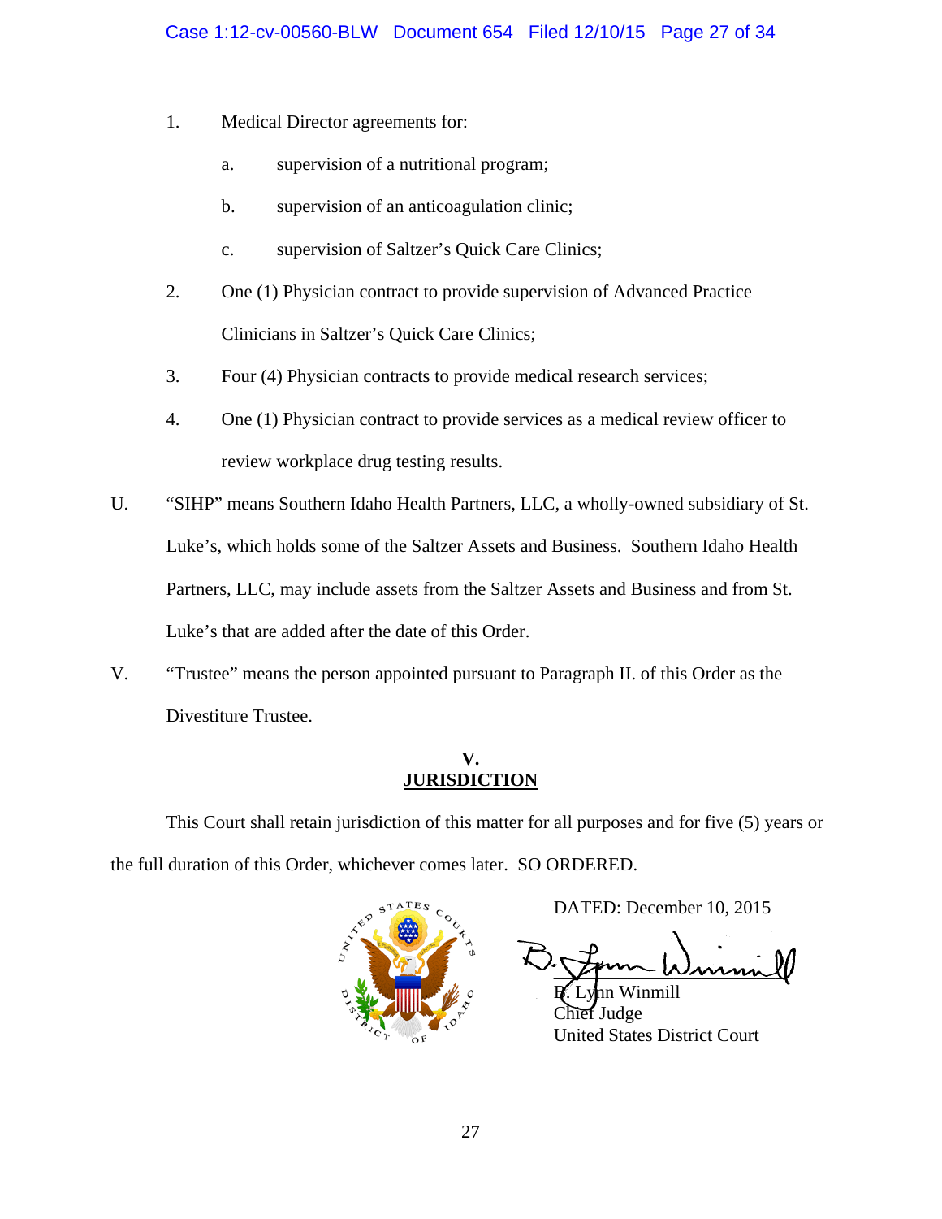1. Medical Director agreements for:

    a. supervision of a nutritional program;

    b. supervision of an anticoagulation clinic;

    c. supervision of Saltzer's Quick Care Clinics;

2. One (1) Physician contract to provide supervision of Advanced Practice Clinicians in Saltzer's Quick Care Clinics;

3. Four (4) Physician contracts to provide medical research services;

4. One (1) Physician contract to provide services as a medical review officer to review workplace drug testing results.

U. "SIHP" means Southern Idaho Health Partners, LLC, a wholly-owned subsidiary of St. Luke's, which holds some of the Saltzer Assets and Business. Southern Idaho Health Partners, LLC, may include assets from the Saltzer Assets and Business and from St. Luke's that are added after the date of this Order.

V. "Trustee" means the person appointed pursuant to Paragraph II. of this Order as the Divestiture Trustee.

## V.
## JURISDICTION

This Court shall retain jurisdiction of this matter for all purposes and for five (5) years or the full duration of this Order, whichever comes later. SO ORDERED.

DATED: December 10, 2015

B. Lynn Winmill
Chief Judge
United States District Court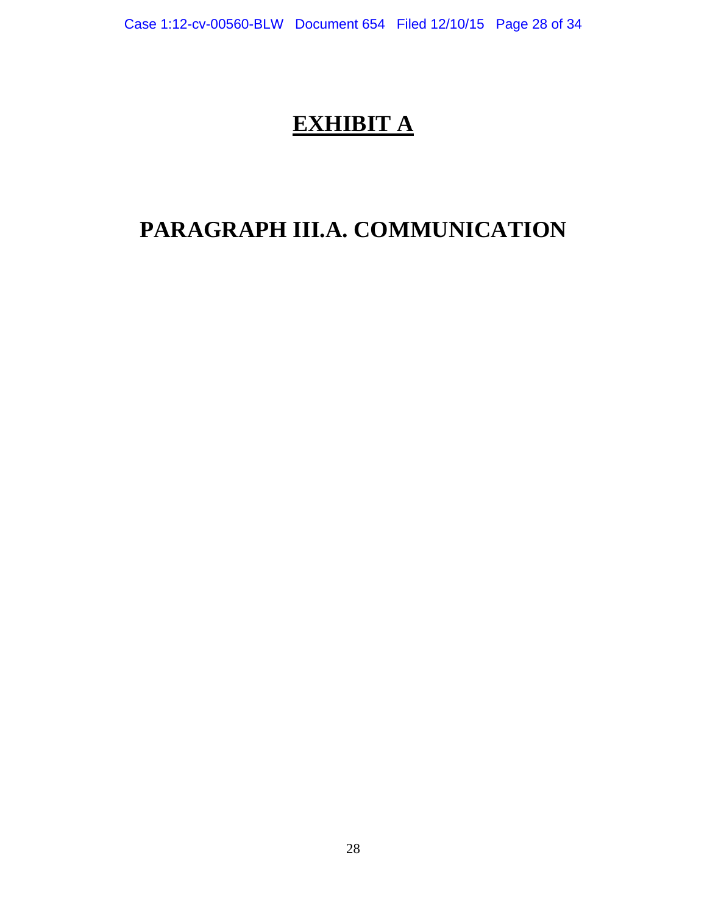# **EXHIBIT A**

## **PARAGRAPH III.A. COMMUNICATION**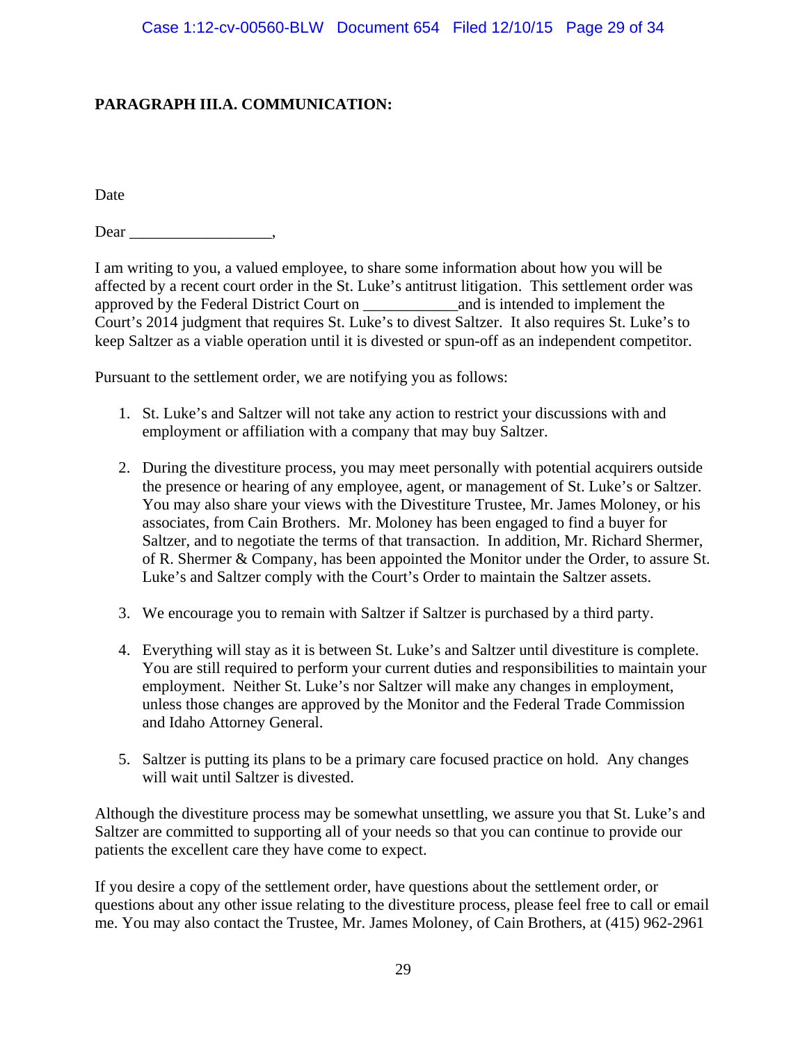**PARAGRAPH III.A. COMMUNICATION:**

Date

Dear __________________,

I am writing to you, a valued employee, to share some information about how you will be affected by a recent court order in the St. Luke's antitrust litigation. This settlement order was approved by the Federal District Court on ____________and is intended to implement the Court's 2014 judgment that requires St. Luke's to divest Saltzer. It also requires St. Luke's to keep Saltzer as a viable operation until it is divested or spun-off as an independent competitor.

Pursuant to the settlement order, we are notifying you as follows:

1. St. Luke's and Saltzer will not take any action to restrict your discussions with and employment or affiliation with a company that may buy Saltzer.

2. During the divestiture process, you may meet personally with potential acquirers outside the presence or hearing of any employee, agent, or management of St. Luke's or Saltzer. You may also share your views with the Divestiture Trustee, Mr. James Moloney, or his associates, from Cain Brothers. Mr. Moloney has been engaged to find a buyer for Saltzer, and to negotiate the terms of that transaction. In addition, Mr. Richard Shermer, of R. Shermer & Company, has been appointed the Monitor under the Order, to assure St. Luke's and Saltzer comply with the Court's Order to maintain the Saltzer assets.

3. We encourage you to remain with Saltzer if Saltzer is purchased by a third party.

4. Everything will stay as it is between St. Luke's and Saltzer until divestiture is complete. You are still required to perform your current duties and responsibilities to maintain your employment. Neither St. Luke's nor Saltzer will make any changes in employment, unless those changes are approved by the Monitor and the Federal Trade Commission and Idaho Attorney General.

5. Saltzer is putting its plans to be a primary care focused practice on hold. Any changes will wait until Saltzer is divested.

Although the divestiture process may be somewhat unsettling, we assure you that St. Luke's and Saltzer are committed to supporting all of your needs so that you can continue to provide our patients the excellent care they have come to expect.

If you desire a copy of the settlement order, have questions about the settlement order, or questions about any other issue relating to the divestiture process, please feel free to call or email me. You may also contact the Trustee, Mr. James Moloney, of Cain Brothers, at (415) 962-2961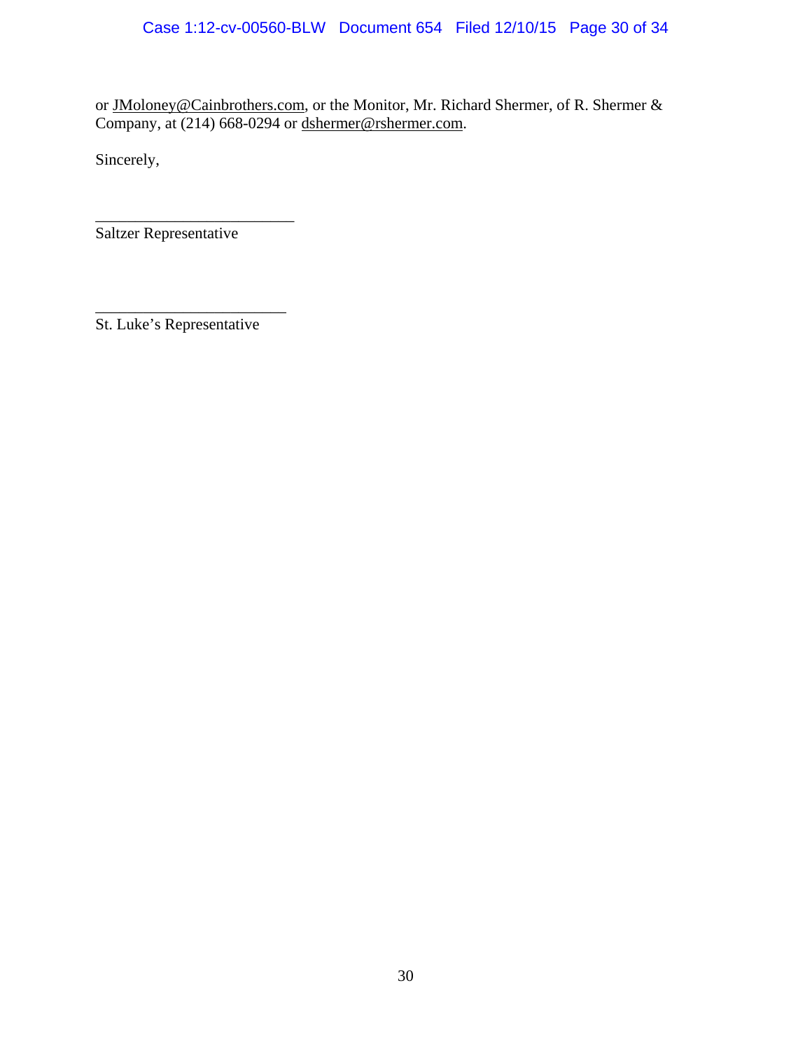or JMoloney@Cainbrothers.com, or the Monitor, Mr. Richard Shermer, of R. Shermer & Company, at (214) 668-0294 or dshermer@rshermer.com.

Sincerely,

_________________________
Saltzer Representative

________________________
St. Luke's Representative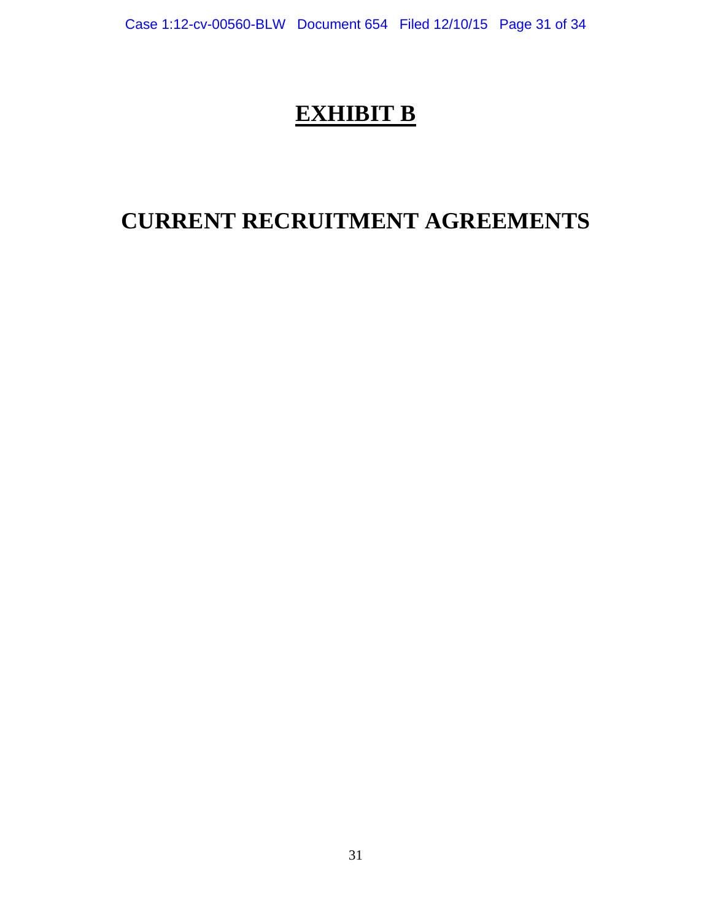# EXHIBIT B

# CURRENT RECRUITMENT AGREEMENTS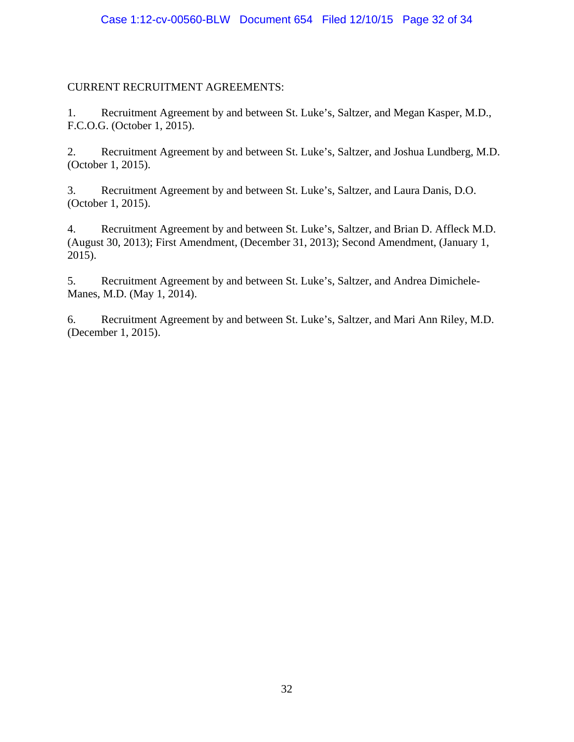CURRENT RECRUITMENT AGREEMENTS:

1. Recruitment Agreement by and between St. Luke's, Saltzer, and Megan Kasper, M.D., F.C.O.G. (October 1, 2015).

2. Recruitment Agreement by and between St. Luke's, Saltzer, and Joshua Lundberg, M.D. (October 1, 2015).

3. Recruitment Agreement by and between St. Luke's, Saltzer, and Laura Danis, D.O. (October 1, 2015).

4. Recruitment Agreement by and between St. Luke's, Saltzer, and Brian D. Affleck M.D. (August 30, 2013); First Amendment, (December 31, 2013); Second Amendment, (January 1, 2015).

5. Recruitment Agreement by and between St. Luke's, Saltzer, and Andrea Dimichele-Manes, M.D. (May 1, 2014).

6. Recruitment Agreement by and between St. Luke's, Saltzer, and Mari Ann Riley, M.D. (December 1, 2015).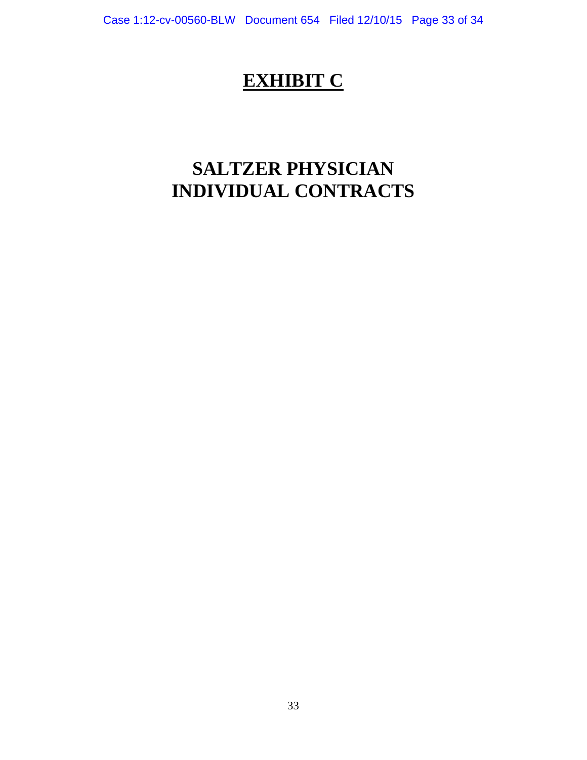# EXHIBIT C

# SALTZER PHYSICIAN INDIVIDUAL CONTRACTS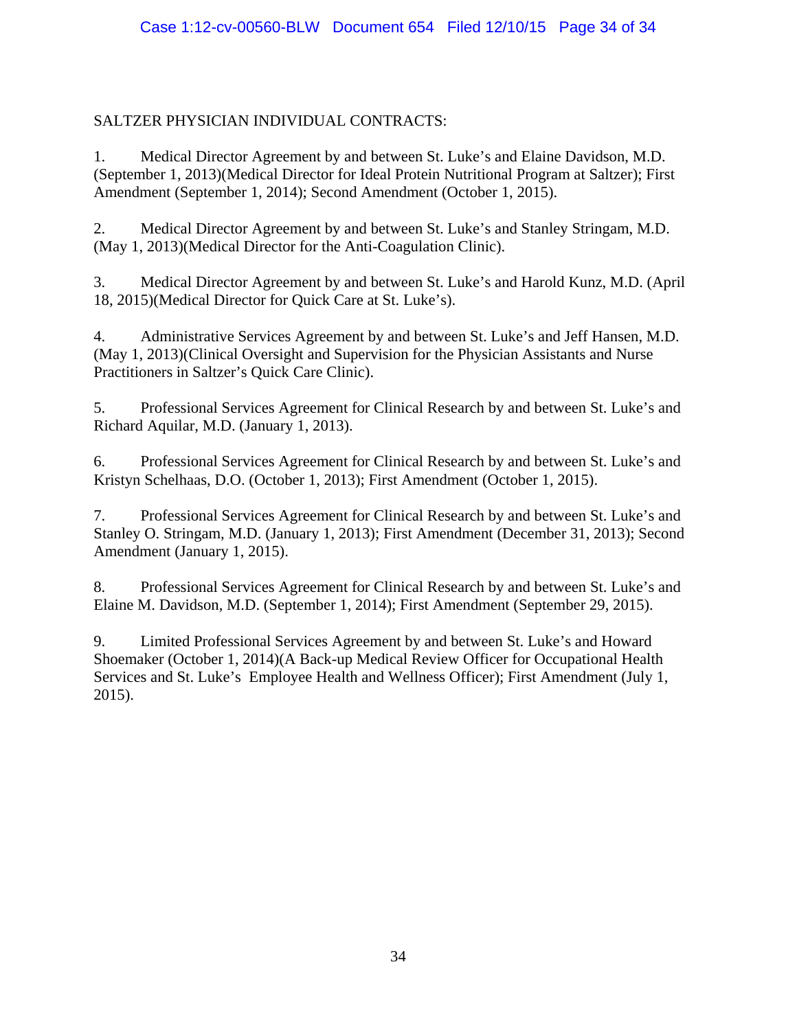SALTZER PHYSICIAN INDIVIDUAL CONTRACTS:

1. Medical Director Agreement by and between St. Luke's and Elaine Davidson, M.D. (September 1, 2013)(Medical Director for Ideal Protein Nutritional Program at Saltzer); First Amendment (September 1, 2014); Second Amendment (October 1, 2015).

2. Medical Director Agreement by and between St. Luke's and Stanley Stringam, M.D. (May 1, 2013)(Medical Director for the Anti-Coagulation Clinic).

3. Medical Director Agreement by and between St. Luke's and Harold Kunz, M.D. (April 18, 2015)(Medical Director for Quick Care at St. Luke's).

4. Administrative Services Agreement by and between St. Luke's and Jeff Hansen, M.D. (May 1, 2013)(Clinical Oversight and Supervision for the Physician Assistants and Nurse Practitioners in Saltzer's Quick Care Clinic).

5. Professional Services Agreement for Clinical Research by and between St. Luke's and Richard Aquilar, M.D. (January 1, 2013).

6. Professional Services Agreement for Clinical Research by and between St. Luke's and Kristyn Schelhaas, D.O. (October 1, 2013); First Amendment (October 1, 2015).

7. Professional Services Agreement for Clinical Research by and between St. Luke's and Stanley O. Stringam, M.D. (January 1, 2013); First Amendment (December 31, 2013); Second Amendment (January 1, 2015).

8. Professional Services Agreement for Clinical Research by and between St. Luke's and Elaine M. Davidson, M.D. (September 1, 2014); First Amendment (September 29, 2015).

9. Limited Professional Services Agreement by and between St. Luke's and Howard Shoemaker (October 1, 2014)(A Back-up Medical Review Officer for Occupational Health Services and St. Luke's Employee Health and Wellness Officer); First Amendment (July 1, 2015).